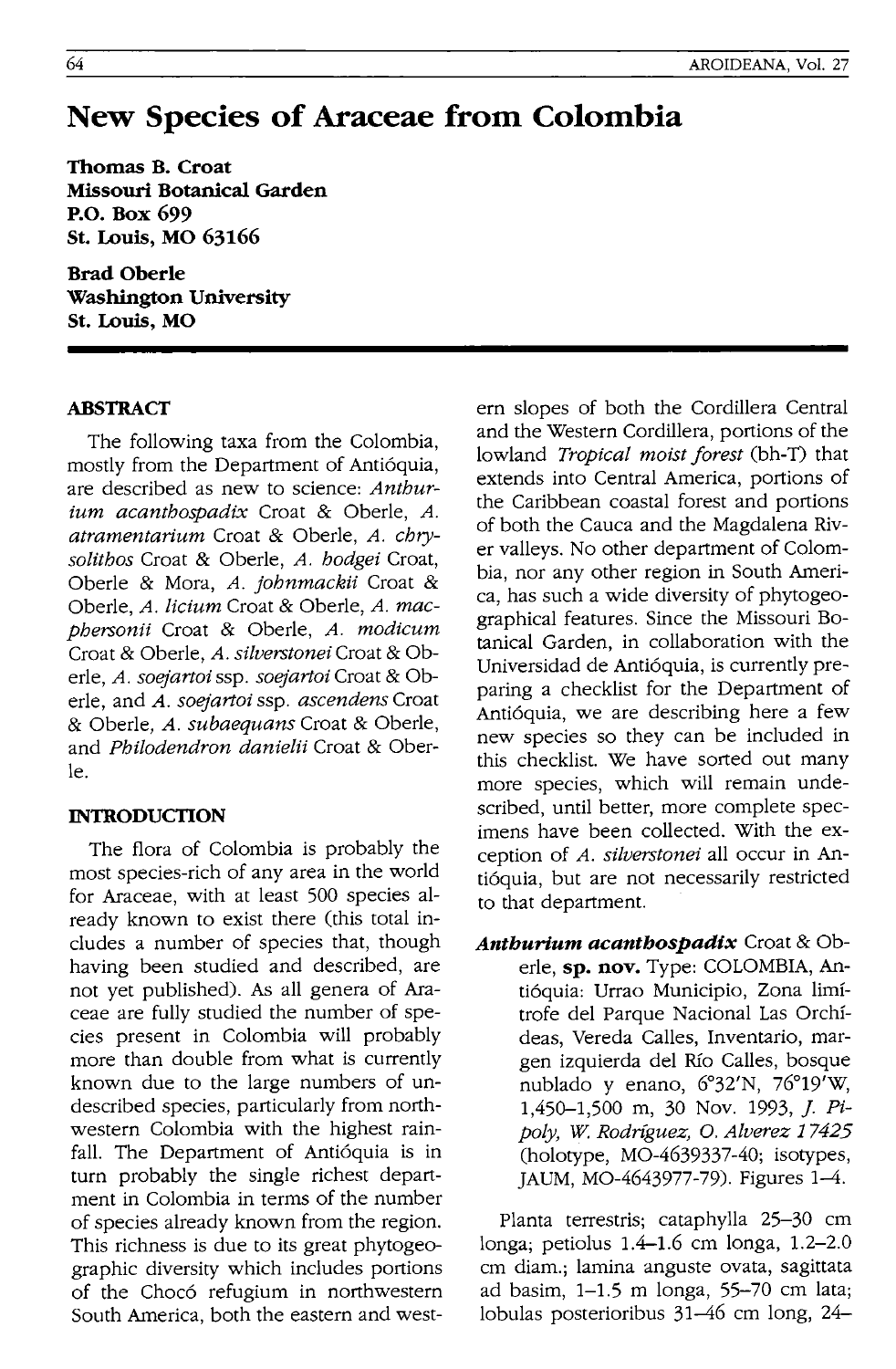# New Species of Araceae from Colombia

**Thomas B. Croat**
**Missouri Botanical Garden**
**P.O. Box 699**
**St. Louis, MO 63166**

**Brad Oberle**
**Washington University**
**St. Louis, MO**

## ABSTRACT

The following taxa from the Colombia, mostly from the Department of Antióquia, are described as new to science: *Anthurium acanthospadix* Croat & Oberle, *A. atramentarium* Croat & Oberle, *A. chrysolithos* Croat & Oberle, *A. hodgei* Croat, Oberle & Mora, *A. johnmackii* Croat & Oberle, *A. licium* Croat & Oberle, *A. macphersonii* Croat & Oberle, *A. modicum* Croat & Oberle, *A. silverstonei* Croat & Oberle, *A. soejartoi* ssp. *soejartoi* Croat & Oberle, and *A. soejartoi* ssp. *ascendens* Croat & Oberle, *A. subaequans* Croat & Oberle, and *Philodendron danielii* Croat & Oberle.

## INTRODUCTION

The flora of Colombia is probably the most species-rich of any area in the world for Araceae, with at least 500 species already known to exist there (this total includes a number of species that, though having been studied and described, are not yet published). As all genera of Araceae are fully studied the number of species present in Colombia will probably more than double from what is currently known due to the large numbers of undescribed species, particularly from northwestern Colombia with the highest rainfall. The Department of Antióquia is in turn probably the single richest department in Colombia in terms of the number of species already known from the region. This richness is due to its great phytogeographic diversity which includes portions of the Chocó refugium in northwestern South America, both the eastern and western slopes of both the Cordillera Central and the Western Cordillera, portions of the lowland *Tropical moist forest* (bh-T) that extends into Central America, portions of the Caribbean coastal forest and portions of both the Cauca and the Magdalena River valleys. No other department of Colombia, nor any other region in South America, has such a wide diversity of phytogeographical features. Since the Missouri Botanical Garden, in collaboration with the Universidad de Antióquia, is currently preparing a checklist for the Department of Antióquia, we are describing here a few new species so they can be included in this checklist. We have sorted out many more species, which will remain undescribed, until better, more complete specimens have been collected. With the exception of *A. silverstonei* all occur in Antióquia, but are not necessarily restricted to that department.

***Anthurium acanthospadix*** Croat & Oberle, **sp. nov.** Type: COLOMBIA, Antióquia: Urrao Municipio, Zona limítrofe del Parque Nacional Las Orchídeas, Vereda Calles, Inventario, margen izquierda del Río Calles, bosque nublado y enano, 6°32'N, 76°19'W, 1,450–1,500 m, 30 Nov. 1993, *J. Pipoly, W. Rodríguez, O. Alverez 17425* (holotype, MO-4639337-40; isotypes, JAUM, MO-4643977-79). Figures 1–4.

Planta terrestris; cataphylla 25–30 cm longa; petiolus 1.4–1.6 cm longa, 1.2–2.0 cm diam.; lamina anguste ovata, sagittata ad basim, 1–1.5 m longa, 55–70 cm lata; lobulas posterioribus 31–46 cm long, 24–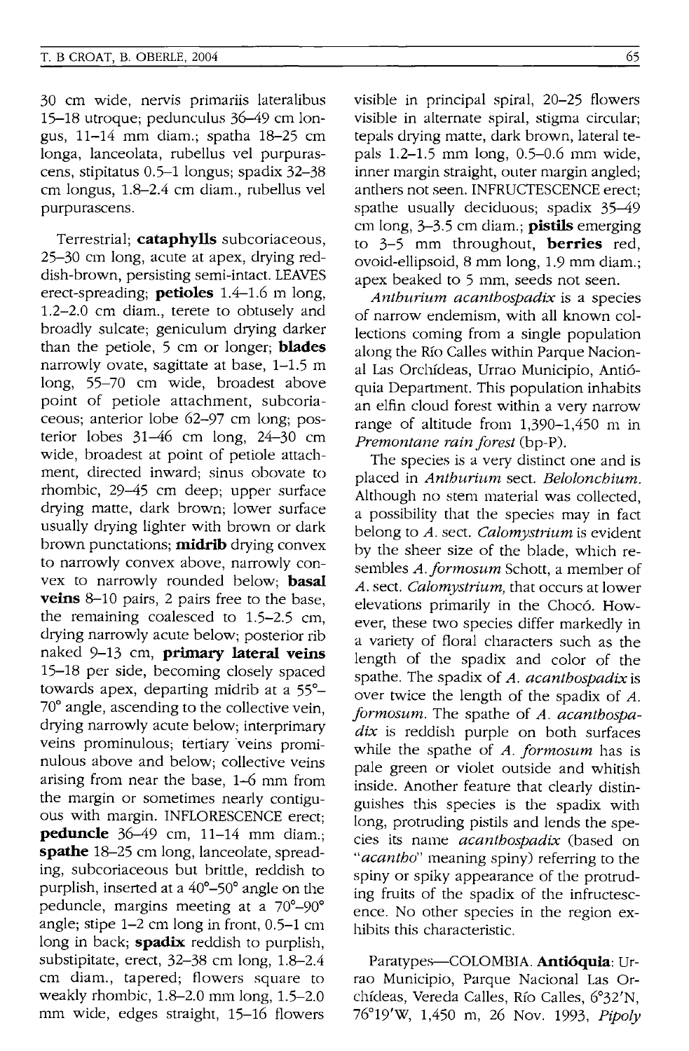30 cm wide, nervis primariis lateralibus 15–18 utroque; pedunculus 36–49 cm longus, 11–14 mm diam.; spatha 18–25 cm longa, lanceolata, rubellus vel purpurascens, stipitatus 0.5–1 longus; spadix 32–38 cm longus, 1.8–2.4 cm diam., rubellus vel purpurascens.

Terrestrial; **cataphylls** subcoriaceous, 25–30 cm long, acute at apex, drying reddish-brown, persisting semi-intact. LEAVES erect-spreading; **petioles** 1.4–1.6 m long, 1.2–2.0 cm diam., terete to obtusely and broadly sulcate; geniculum drying darker than the petiole, 5 cm or longer; **blades** narrowly ovate, sagittate at base, 1–1.5 m long, 55–70 cm wide, broadest above point of petiole attachment, subcoriaceous; anterior lobe 62–97 cm long; posterior lobes 31–46 cm long, 24–30 cm wide, broadest at point of petiole attachment, directed inward; sinus obovate to rhombic, 29–45 cm deep; upper surface drying matte, dark brown; lower surface usually drying lighter with brown or dark brown punctations; **midrib** drying convex to narrowly convex above, narrowly convex to narrowly rounded below; **basal veins** 8–10 pairs, 2 pairs free to the base, the remaining coalesced to 1.5–2.5 cm, drying narrowly acute below; posterior rib naked 9–13 cm, **primary lateral veins** 15–18 per side, becoming closely spaced towards apex, departing midrib at a 55°–70° angle, ascending to the collective vein, drying narrowly acute below; interprimary veins prominulous; tertiary veins prominulous above and below; collective veins arising from near the base, 1–6 mm from the margin or sometimes nearly contiguous with margin. INFLORESCENCE erect; **peduncle** 36–49 cm, 11–14 mm diam.; **spathe** 18–25 cm long, lanceolate, spreading, subcoriaceous but brittle, reddish to purplish, inserted at a 40°–50° angle on the peduncle, margins meeting at a 70°–90° angle; stipe 1–2 cm long in front, 0.5–1 cm long in back; **spadix** reddish to purplish, substipitate, erect, 32–38 cm long, 1.8–2.4 cm diam., tapered; flowers square to weakly rhombic, 1.8–2.0 mm long, 1.5–2.0 mm wide, edges straight, 15–16 flowers visible in principal spiral, 20–25 flowers visible in alternate spiral, stigma circular; tepals drying matte, dark brown, lateral tepals 1.2–1.5 mm long, 0.5–0.6 mm wide, inner margin straight, outer margin angled; anthers not seen. INFRUCTESCENCE erect; spathe usually deciduous; spadix 35–49 cm long, 3–3.5 cm diam.; **pistils** emerging to 3–5 mm throughout, **berries** red, ovoid-ellipsoid, 8 mm long, 1.9 mm diam.; apex beaked to 5 mm, seeds not seen.

*Anthurium acanthospadix* is a species of narrow endemism, with all known collections coming from a single population along the Río Calles within Parque Nacional Las Orchídeas, Urrao Municipio, Antióquia Department. This population inhabits an elfin cloud forest within a very narrow range of altitude from 1,390–1,450 m in *Premontane rain forest* (bp-P).

The species is a very distinct one and is placed in *Anthurium* sect. *Belolonchium*. Although no stem material was collected, a possibility that the species may in fact belong to *A.* sect. *Calomystrium* is evident by the sheer size of the blade, which resembles *A. formosum* Schott, a member of *A.* sect. *Calomystrium*, that occurs at lower elevations primarily in the Chocó. However, these two species differ markedly in a variety of floral characters such as the length of the spadix and color of the spathe. The spadix of *A. acanthospadix* is over twice the length of the spadix of *A. formosum*. The spathe of *A. acanthospadix* is reddish purple on both surfaces while the spathe of *A. formosum* has is pale green or violet outside and whitish inside. Another feature that clearly distinguishes this species is the spadix with long, protruding pistils and lends the species its name *acanthospadix* (based on "*acantho*" meaning spiny) referring to the spiny or spiky appearance of the protruding fruits of the spadix of the infructescence. No other species in the region exhibits this characteristic.

Paratypes—COLOMBIA. **Antióquia**: Urrao Municipio, Parque Nacional Las Orchídeas, Vereda Calles, Río Calles, 6°32'N, 76°19'W, 1,450 m, 26 Nov. 1993, *Pipoly*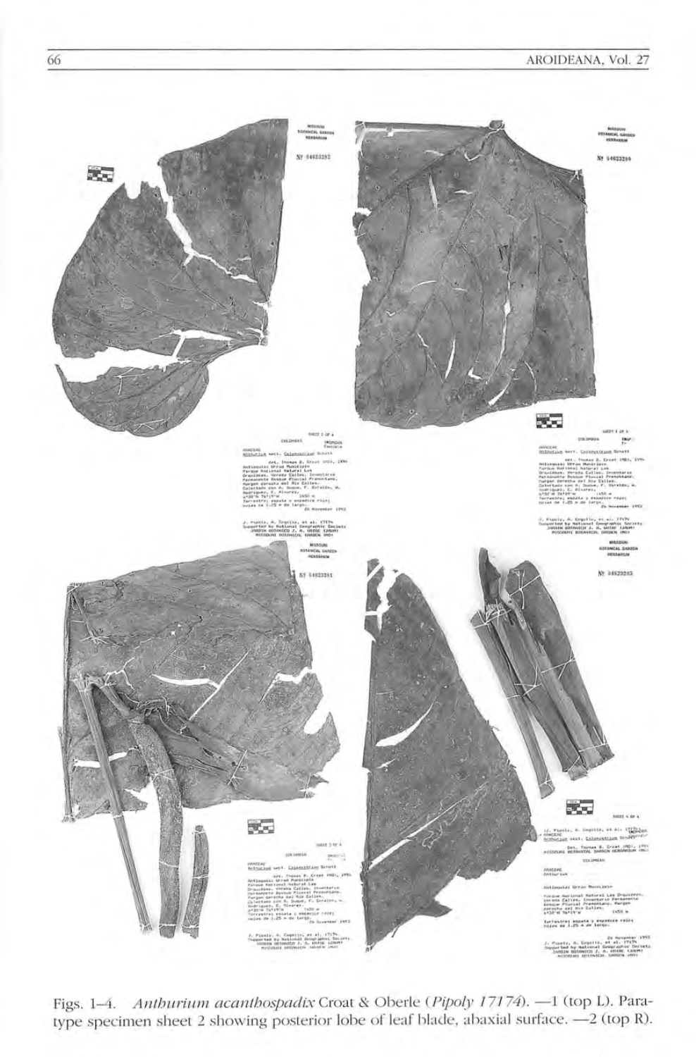Figs. 1–4. *Anthurium acanthospadix* Croat & Oberle (*Pipoly 17174*). —1 (top L). Paratype specimen sheet 2 showing posterior lobe of leaf blade, abaxial surface. —2 (top R).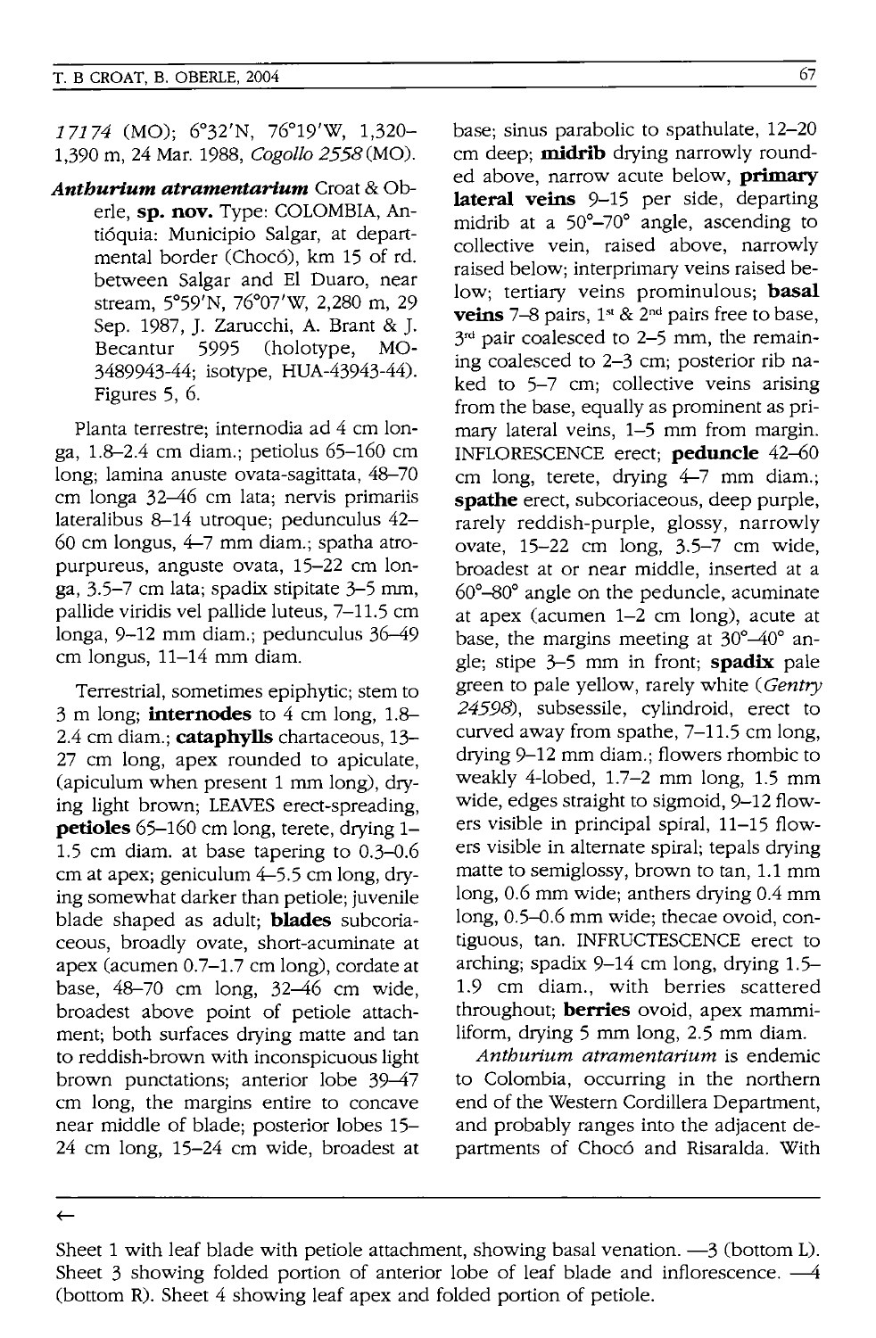*17174* (MO); 6°32'N, 76°19'W, 1,320–1,390 m, 24 Mar. 1988, *Cogollo 2558* (MO).

***Anthurium atramentarium*** Croat & Oberle, **sp. nov.** Type: COLOMBIA, Antióquia: Municipio Salgar, at departmental border (Chocó), km 15 of rd. between Salgar and El Duaro, near stream, 5°59'N, 76°07'W, 2,280 m, 29 Sep. 1987, J. Zarucchi, A. Brant & J. Becantur 5995 (holotype, MO-3489943-44; isotype, HUA-43943-44). Figures 5, 6.

Planta terrestre; internodia ad 4 cm longa, 1.8–2.4 cm diam.; petiolus 65–160 cm long; lamina anuste ovata-sagittata, 48–70 cm longa 32–46 cm lata; nervis primariis lateralibus 8–14 utroque; pedunculus 42–60 cm longus, 4–7 mm diam.; spatha atropurpureus, anguste ovata, 15–22 cm longa, 3.5–7 cm lata; spadix stipitate 3–5 mm, pallide viridis vel pallide luteus, 7–11.5 cm longa, 9–12 mm diam.; pedunculus 36–49 cm longus, 11–14 mm diam.

Terrestrial, sometimes epiphytic; stem to 3 m long; **internodes** to 4 cm long, 1.8–2.4 cm diam.; **cataphylls** chartaceous, 13–27 cm long, apex rounded to apiculate, (apiculum when present 1 mm long), drying light brown; LEAVES erect-spreading, **petioles** 65–160 cm long, terete, drying 1–1.5 cm diam. at base tapering to 0.3–0.6 cm at apex; geniculum 4–5.5 cm long, drying somewhat darker than petiole; juvenile blade shaped as adult; **blades** subcoriaceous, broadly ovate, short-acuminate at apex (acumen 0.7–1.7 cm long), cordate at base, 48–70 cm long, 32–46 cm wide, broadest above point of petiole attachment; both surfaces drying matte and tan to reddish-brown with inconspicuous light brown punctations; anterior lobe 39–47 cm long, the margins entire to concave near middle of blade; posterior lobes 15–24 cm long, 15–24 cm wide, broadest at base; sinus parabolic to spathulate, 12–20 cm deep; **midrib** drying narrowly rounded above, narrow acute below, **primary lateral veins** 9–15 per side, departing midrib at a 50°–70° angle, ascending to collective vein, raised above, narrowly raised below; interprimary veins raised below; tertiary veins prominulous; **basal veins** 7–8 pairs, 1st & 2nd pairs free to base, 3rd pair coalesced to 2–5 mm, the remaining coalesced to 2–3 cm; posterior rib naked to 5–7 cm; collective veins arising from the base, equally as prominent as primary lateral veins, 1–5 mm from margin. INFLORESCENCE erect; **peduncle** 42–60 cm long, terete, drying 4–7 mm diam.; **spathe** erect, subcoriaceous, deep purple, rarely reddish-purple, glossy, narrowly ovate, 15–22 cm long, 3.5–7 cm wide, broadest at or near middle, inserted at a 60°–80° angle on the peduncle, acuminate at apex (acumen 1–2 cm long), acute at base, the margins meeting at 30°–40° angle; stipe 3–5 mm in front; **spadix** pale green to pale yellow, rarely white (*Gentry 24598*), subsessile, cylindroid, erect to curved away from spathe, 7–11.5 cm long, drying 9–12 mm diam.; flowers rhombic to weakly 4-lobed, 1.7–2 mm long, 1.5 mm wide, edges straight to sigmoid, 9–12 flowers visible in principal spiral, 11–15 flowers visible in alternate spiral; tepals drying matte to semiglossy, brown to tan, 1.1 mm long, 0.6 mm wide; anthers drying 0.4 mm long, 0.5–0.6 mm wide; thecae ovoid, contiguous, tan. INFRUCTESCENCE erect to arching; spadix 9–14 cm long, drying 1.5–1.9 cm diam., with berries scattered throughout; **berries** ovoid, apex mammiliform, drying 5 mm long, 2.5 mm diam.

*Anthurium atramentarium* is endemic to Colombia, occurring in the northern end of the Western Cordillera Department, and probably ranges into the adjacent departments of Chocó and Risaralda. With

←

Sheet 1 with leaf blade with petiole attachment, showing basal venation. —3 (bottom L). Sheet 3 showing folded portion of anterior lobe of leaf blade and inflorescence. —4 (bottom R). Sheet 4 showing leaf apex and folded portion of petiole.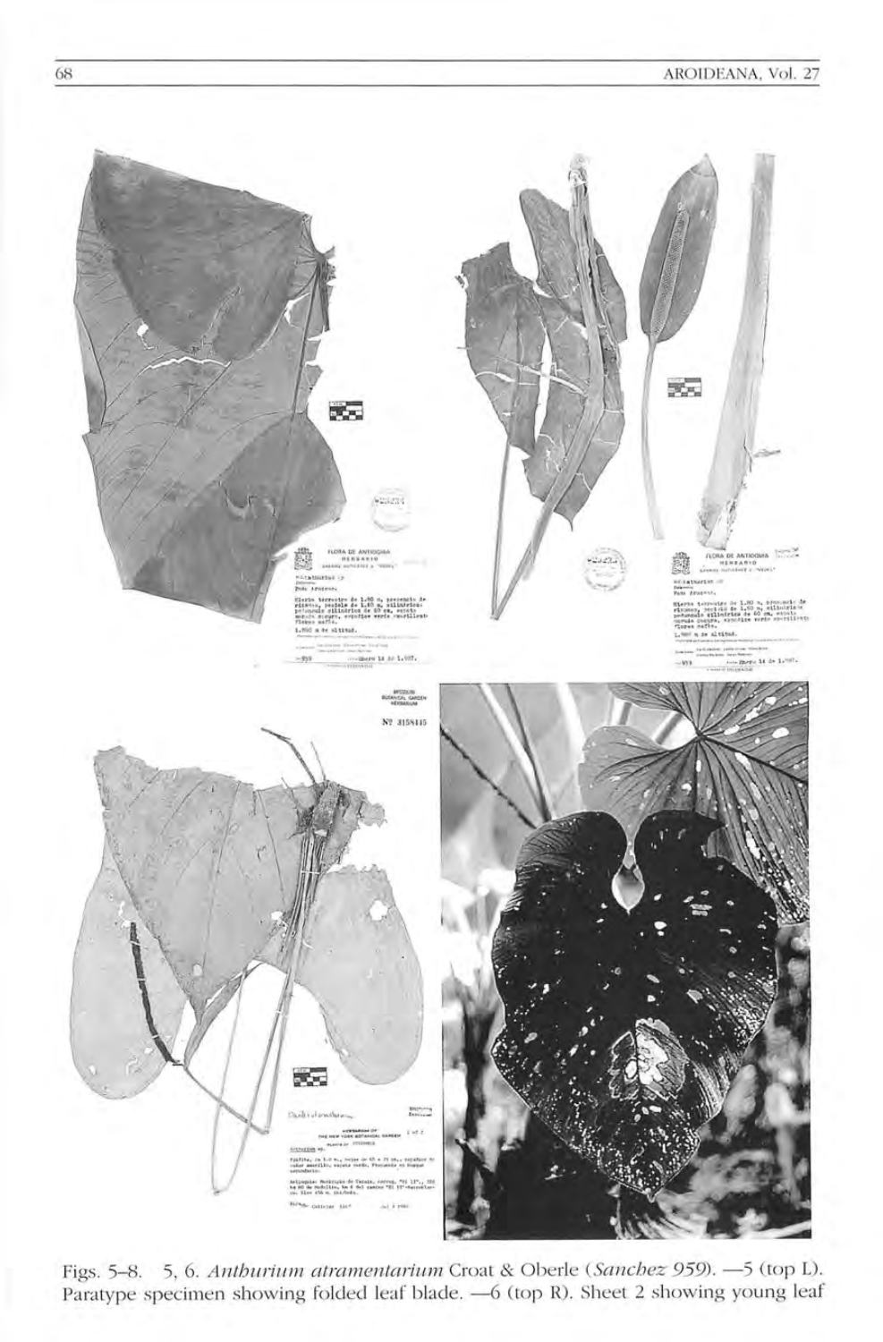Figs. 5–8. 5, 6. *Anthurium atramentarium* Croat & Oberle (*Sanchez 959*). —5 (top L). Paratype specimen showing folded leaf blade. —6 (top R). Sheet 2 showing young leaf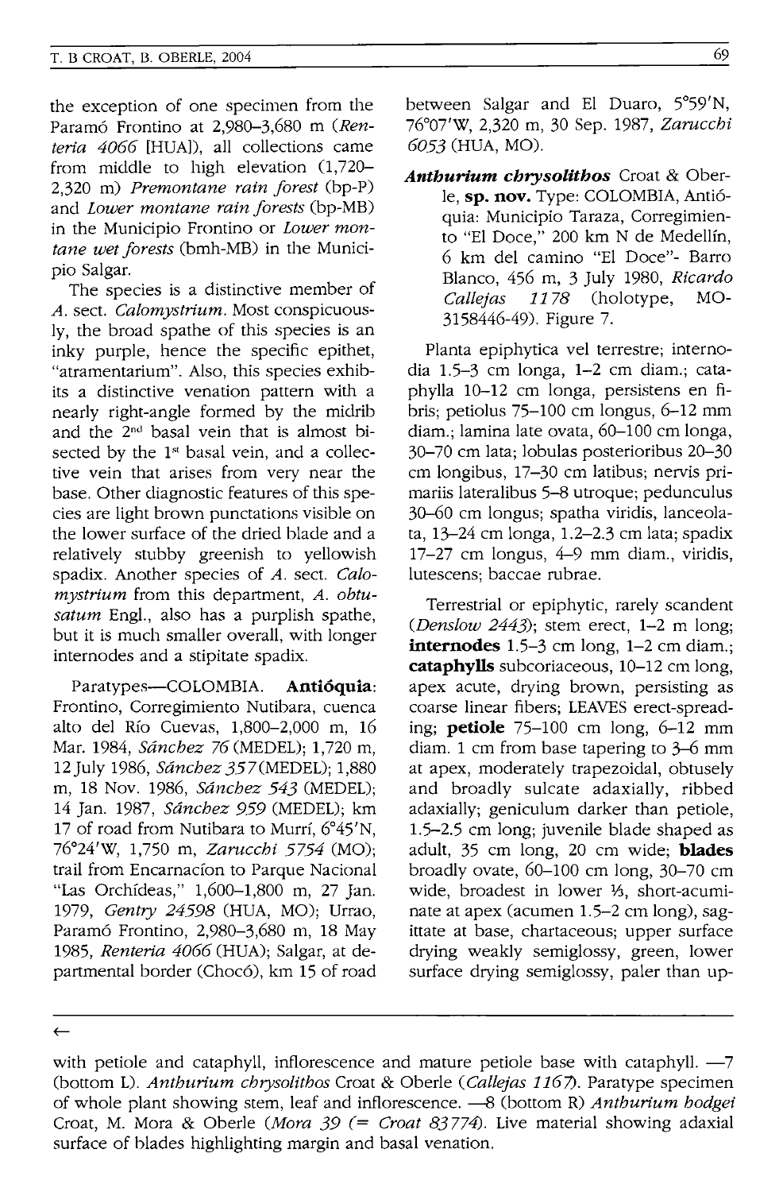the exception of one specimen from the Paramó Frontino at 2,980–3,680 m (*Renteria 4066* [HUA]), all collections came from middle to high elevation (1,720–2,320 m) *Premontane rain forest* (bp-P) and *Lower montane rain forests* (bp-MB) in the Municipio Frontino or *Lower montane wet forests* (bmh-MB) in the Municipio Salgar.

The species is a distinctive member of *A.* sect. *Calomystrium*. Most conspicuously, the broad spathe of this species is an inky purple, hence the specific epithet, "atramentarium". Also, this species exhibits a distinctive venation pattern with a nearly right-angle formed by the midrib and the 2nd basal vein that is almost bisected by the 1st basal vein, and a collective vein that arises from very near the base. Other diagnostic features of this species are light brown punctations visible on the lower surface of the dried blade and a relatively stubby greenish to yellowish spadix. Another species of *A.* sect. *Calomystrium* from this department, *A. obtusatum* Engl., also has a purplish spathe, but it is much smaller overall, with longer internodes and a stipitate spadix.

Paratypes—COLOMBIA. **Antióquia**: Frontino, Corregimiento Nutibara, cuenca alto del Río Cuevas, 1,800–2,000 m, 16 Mar. 1984, *Sánchez 76* (MEDEL); 1,720 m, 12 July 1986, *Sánchez 357* (MEDEL); 1,880 m, 18 Nov. 1986, *Sánchez 543* (MEDEL); 14 Jan. 1987, *Sánchez 959* (MEDEL); km 17 of road from Nutibara to Murrí, 6°45'N, 76°24'W, 1,750 m, *Zarucchi 5754* (MO); trail from Encarnacíon to Parque Nacional "Las Orchídeas," 1,600–1,800 m, 27 Jan. 1979, *Gentry 24598* (HUA, MO); Urrao, Paramó Frontino, 2,980–3,680 m, 18 May 1985, *Renteria 4066* (HUA); Salgar, at departmental border (Chocó), km 15 of road between Salgar and El Duaro, 5°59'N, 76°07'W, 2,320 m, 30 Sep. 1987, *Zarucchi 6053* (HUA, MO).

***Anthurium chrysolithos*** Croat & Oberle, **sp. nov.** Type: COLOMBIA, Antióquia: Municipio Taraza, Corregimiento "El Doce," 200 km N de Medellín, 6 km del camino "El Doce"- Barro Blanco, 456 m, 3 July 1980, *Ricardo Callejas 1178* (holotype, MO-3158446-49). Figure 7.

Planta epiphytica vel terrestre; internodia 1.5–3 cm longa, 1–2 cm diam.; cataphylla 10–12 cm longa, persistens en fibris; petiolus 75–100 cm longus, 6–12 mm diam.; lamina late ovata, 60–100 cm longa, 30–70 cm lata; lobulas posterioribus 20–30 cm longibus, 17–30 cm latibus; nervis primariis lateralibus 5–8 utroque; pedunculus 30–60 cm longus; spatha viridis, lanceolata, 13–24 cm longa, 1.2–2.3 cm lata; spadix 17–27 cm longus, 4–9 mm diam., viridis, lutescens; baccae rubrae.

Terrestrial or epiphytic, rarely scandent (*Denslow 2443*); stem erect, 1–2 m long; **internodes** 1.5–3 cm long, 1–2 cm diam.; **cataphylls** subcoriaceous, 10–12 cm long, apex acute, drying brown, persisting as coarse linear fibers; LEAVES erect-spreading; **petiole** 75–100 cm long, 6–12 mm diam. 1 cm from base tapering to 3–6 mm at apex, moderately trapezoidal, obtusely and broadly sulcate adaxially, ribbed adaxially; geniculum darker than petiole, 1.5–2.5 cm long; juvenile blade shaped as adult, 35 cm long, 20 cm wide; **blades** broadly ovate, 60–100 cm long, 30–70 cm wide, broadest in lower ⅓, short-acuminate at apex (acumen 1.5–2 cm long), sagittate at base, chartaceous; upper surface drying weakly semiglossy, green, lower surface drying semiglossy, paler than up-

←

with petiole and cataphyll, inflorescence and mature petiole base with cataphyll. —7 (bottom L). *Anthurium chrysolithos* Croat & Oberle (*Callejas 1167*). Paratype specimen of whole plant showing stem, leaf and inflorescence. —8 (bottom R) *Anthurium hodgei* Croat, M. Mora & Oberle (*Mora 39* (= *Croat 83774*). Live material showing adaxial surface of blades highlighting margin and basal venation.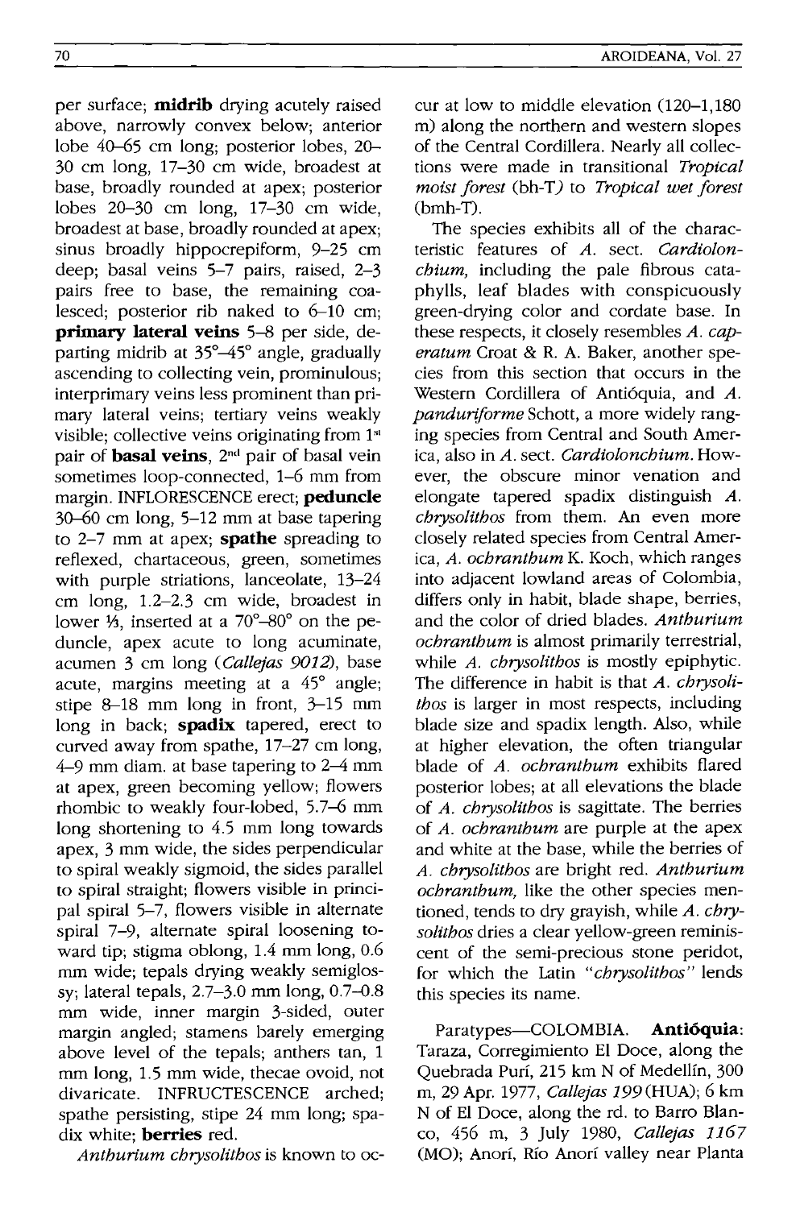per surface; **midrib** drying acutely raised above, narrowly convex below; anterior lobe 40–65 cm long; posterior lobes, 20–30 cm long, 17–30 cm wide, broadest at base, broadly rounded at apex; posterior lobes 20–30 cm long, 17–30 cm wide, broadest at base, broadly rounded at apex; sinus broadly hippocrepiform, 9–25 cm deep; basal veins 5–7 pairs, raised, 2–3 pairs free to base, the remaining coalesced; posterior rib naked to 6–10 cm; **primary lateral veins** 5–8 per side, departing midrib at 35°–45° angle, gradually ascending to collecting vein, prominulous; interprimary veins less prominent than primary lateral veins; tertiary veins weakly visible; collective veins originating from 1st pair of **basal veins**, 2nd pair of basal vein sometimes loop-connected, 1–6 mm from margin. INFLORESCENCE erect; **peduncle** 30–60 cm long, 5–12 mm at base tapering to 2–7 mm at apex; **spathe** spreading to reflexed, chartaceous, green, sometimes with purple striations, lanceolate, 13–24 cm long, 1.2–2.3 cm wide, broadest in lower ⅓, inserted at a 70°–80° on the peduncle, apex acute to long acuminate, acumen 3 cm long (*Callejas 9012*), base acute, margins meeting at a 45° angle; stipe 8–18 mm long in front, 3–15 mm long in back; **spadix** tapered, erect to curved away from spathe, 17–27 cm long, 4–9 mm diam. at base tapering to 2–4 mm at apex, green becoming yellow; flowers rhombic to weakly four-lobed, 5.7–6 mm long shortening to 4.5 mm long towards apex, 3 mm wide, the sides perpendicular to spiral weakly sigmoid, the sides parallel to spiral straight; flowers visible in principal spiral 5–7, flowers visible in alternate spiral 7–9, alternate spiral loosening toward tip; stigma oblong, 1.4 mm long, 0.6 mm wide; tepals drying weakly semiglossy; lateral tepals, 2.7–3.0 mm long, 0.7–0.8 mm wide, inner margin 3-sided, outer margin angled; stamens barely emerging above level of the tepals; anthers tan, 1 mm long, 1.5 mm wide, thecae ovoid, not divaricate. INFRUCTESCENCE arched; spathe persisting, stipe 24 mm long; spadix white; **berries** red.

*Anthurium chrysolithos* is known to occur at low to middle elevation (120–1,180 m) along the northern and western slopes of the Central Cordillera. Nearly all collections were made in transitional *Tropical moist forest* (bh-T) to *Tropical wet forest* (bmh-T).

The species exhibits all of the characteristic features of *A.* sect. *Cardiolonchium,* including the pale fibrous cataphylls, leaf blades with conspicuously green-drying color and cordate base. In these respects, it closely resembles *A. caperatum* Croat & R. A. Baker, another species from this section that occurs in the Western Cordillera of Antióquia, and *A. panduriforme* Schott, a more widely ranging species from Central and South America, also in *A.* sect. *Cardiolonchium.* However, the obscure minor venation and elongate tapered spadix distinguish *A. chrysolithos* from them. An even more closely related species from Central America, *A. ochranthum* K. Koch, which ranges into adjacent lowland areas of Colombia, differs only in habit, blade shape, berries, and the color of dried blades. *Anthurium ochranthum* is almost primarily terrestrial, while *A. chrysolithos* is mostly epiphytic. The difference in habit is that *A. chrysolithos* is larger in most respects, including blade size and spadix length. Also, while at higher elevation, the often triangular blade of *A. ochranthum* exhibits flared posterior lobes; at all elevations the blade of *A. chrysolithos* is sagittate. The berries of *A. ochranthum* are purple at the apex and white at the base, while the berries of *A. chrysolithos* are bright red. *Anthurium ochranthum,* like the other species mentioned, tends to dry grayish, while *A. chrysolithos* dries a clear yellow-green reminiscent of the semi-precious stone peridot, for which the Latin "*chrysolithos*" lends this species its name.

Paratypes—COLOMBIA. **Antióquia**: Taraza, Corregimiento El Doce, along the Quebrada Purí, 215 km N of Medellín, 300 m, 29 Apr. 1977, *Callejas 199* (HUA); 6 km N of El Doce, along the rd. to Barro Blanco, 456 m, 3 July 1980, *Callejas 1167* (MO); Anorí, Río Anorí valley near Planta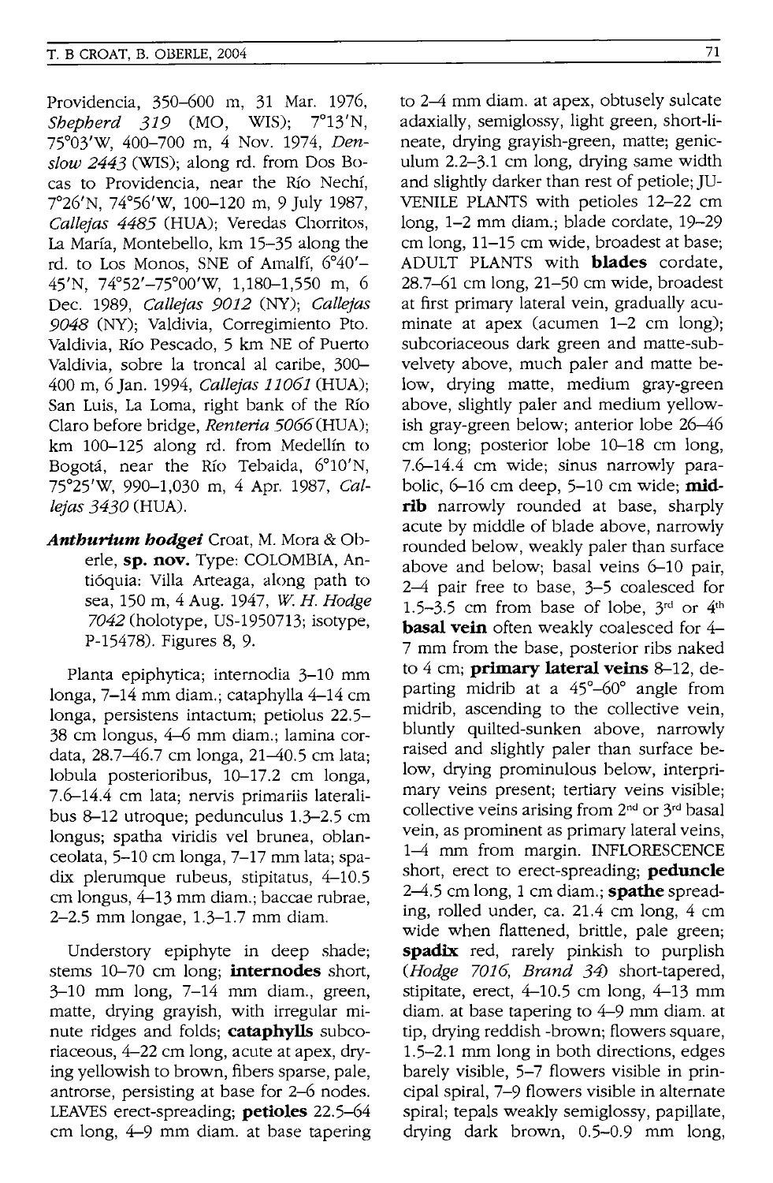Providencia, 350–600 m, 31 Mar. 1976, *Shepherd 319* (MO, WIS); 7°13'N, 75°03'W, 400–700 m, 4 Nov. 1974, *Denslow 2443* (WIS); along rd. from Dos Bocas to Providencia, near the Río Nechí, 7°26'N, 74°56'W, 100–120 m, 9 July 1987, *Callejas 4485* (HUA); Veredas Chorritos, La María, Montebello, km 15–35 along the rd. to Los Monos, SNE of Amalfí, 6°40'–45'N, 74°52'–75°00'W, 1,180–1,550 m, 6 Dec. 1989, *Callejas 9012* (NY); *Callejas 9048* (NY); Valdivia, Corregimiento Pto. Valdivia, Río Pescado, 5 km NE of Puerto Valdivia, sobre la troncal al caribe, 300–400 m, 6 Jan. 1994, *Callejas 11061* (HUA); San Luis, La Loma, right bank of the Río Claro before bridge, *Renteria 5066* (HUA); km 100–125 along rd. from Medellín to Bogotá, near the Río Tebaida, 6°10'N, 75°25'W, 990–1,030 m, 4 Apr. 1987, *Callejas 3430* (HUA).

***Anthurium hodgei*** Croat, M. Mora & Oberle, **sp. nov.** Type: COLOMBIA, Antióquia: Villa Arteaga, along path to sea, 150 m, 4 Aug. 1947, *W. H. Hodge 7042* (holotype, US-1950713; isotype, P-15478). Figures 8, 9.

Planta epiphytica; internodia 3–10 mm longa, 7–14 mm diam.; cataphylla 4–14 cm longa, persistens intactum; petiolus 22.5–38 cm longus, 4–6 mm diam.; lamina cordata, 28.7–46.7 cm longa, 21–40.5 cm lata; lobula posterioribus, 10–17.2 cm longa, 7.6–14.4 cm lata; nervis primariis lateralibus 8–12 utroque; pedunculus 1.3–2.5 cm longus; spatha viridis vel brunea, oblanceolata, 5–10 cm longa, 7–17 mm lata; spadix plerumque rubeus, stipitatus, 4–10.5 cm longus, 4–13 mm diam.; baccae rubrae, 2–2.5 mm longae, 1.3–1.7 mm diam.

Understory epiphyte in deep shade; stems 10–70 cm long; **internodes** short, 3–10 mm long, 7–14 mm diam., green, matte, drying grayish, with irregular minute ridges and folds; **cataphylls** subcoriaceous, 4–22 cm long, acute at apex, drying yellowish to brown, fibers sparse, pale, antrorse, persisting at base for 2–6 nodes. LEAVES erect-spreading; **petioles** 22.5–64 cm long, 4–9 mm diam. at base tapering to 2–4 mm diam. at apex, obtusely sulcate adaxially, semiglossy, light green, short-lineate, drying grayish-green, matte; geniculum 2.2–3.1 cm long, drying same width and slightly darker than rest of petiole; JUVENILE PLANTS with petioles 12–22 cm long, 1–2 mm diam.; blade cordate, 19–29 cm long, 11–15 cm wide, broadest at base; ADULT PLANTS with **blades** cordate, 28.7–61 cm long, 21–50 cm wide, broadest at first primary lateral vein, gradually acuminate at apex (acumen 1–2 cm long); subcoriaceous dark green and matte-subvelvety above, much paler and matte below, drying matte, medium gray-green above, slightly paler and medium yellowish gray-green below; anterior lobe 26–46 cm long; posterior lobe 10–18 cm long, 7.6–14.4 cm wide; sinus narrowly parabolic, 6–16 cm deep, 5–10 cm wide; **midrib** narrowly rounded at base, sharply acute by middle of blade above, narrowly rounded below, weakly paler than surface above and below; basal veins 6–10 pair, 2–4 pair free to base, 3–5 coalesced for 1.5–3.5 cm from base of lobe, 3rd or 4th **basal vein** often weakly coalesced for 4–7 mm from the base, posterior ribs naked to 4 cm; **primary lateral veins** 8–12, departing midrib at a 45°–60° angle from midrib, ascending to the collective vein, bluntly quilted-sunken above, narrowly raised and slightly paler than surface below, drying prominulous below, interprimary veins present; tertiary veins visible; collective veins arising from 2nd or 3rd basal vein, as prominent as primary lateral veins, 1–4 mm from margin. INFLORESCENCE short, erect to erect-spreading; **peduncle** 2–4.5 cm long, 1 cm diam.; **spathe** spreading, rolled under, ca. 21.4 cm long, 4 cm wide when flattened, brittle, pale green; **spadix** red, rarely pinkish to purplish (*Hodge 7016, Brand 34*) short-tapered, stipitate, erect, 4–10.5 cm long, 4–13 mm diam. at base tapering to 4–9 mm diam. at tip, drying reddish -brown; flowers square, 1.5–2.1 mm long in both directions, edges barely visible, 5–7 flowers visible in principal spiral, 7–9 flowers visible in alternate spiral; tepals weakly semiglossy, papillate, drying dark brown, 0.5–0.9 mm long,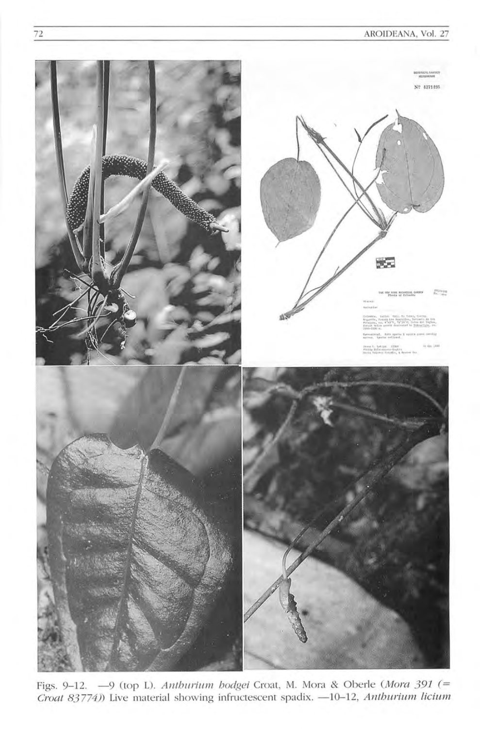Figs. 9–12. —9 (top L). *Anthurium hodgei* Croat, M. Mora & Oberle (*Mora 391* (= *Croat 83774*)) Live material showing infructescent spadix. —10–12, *Anthurium licium*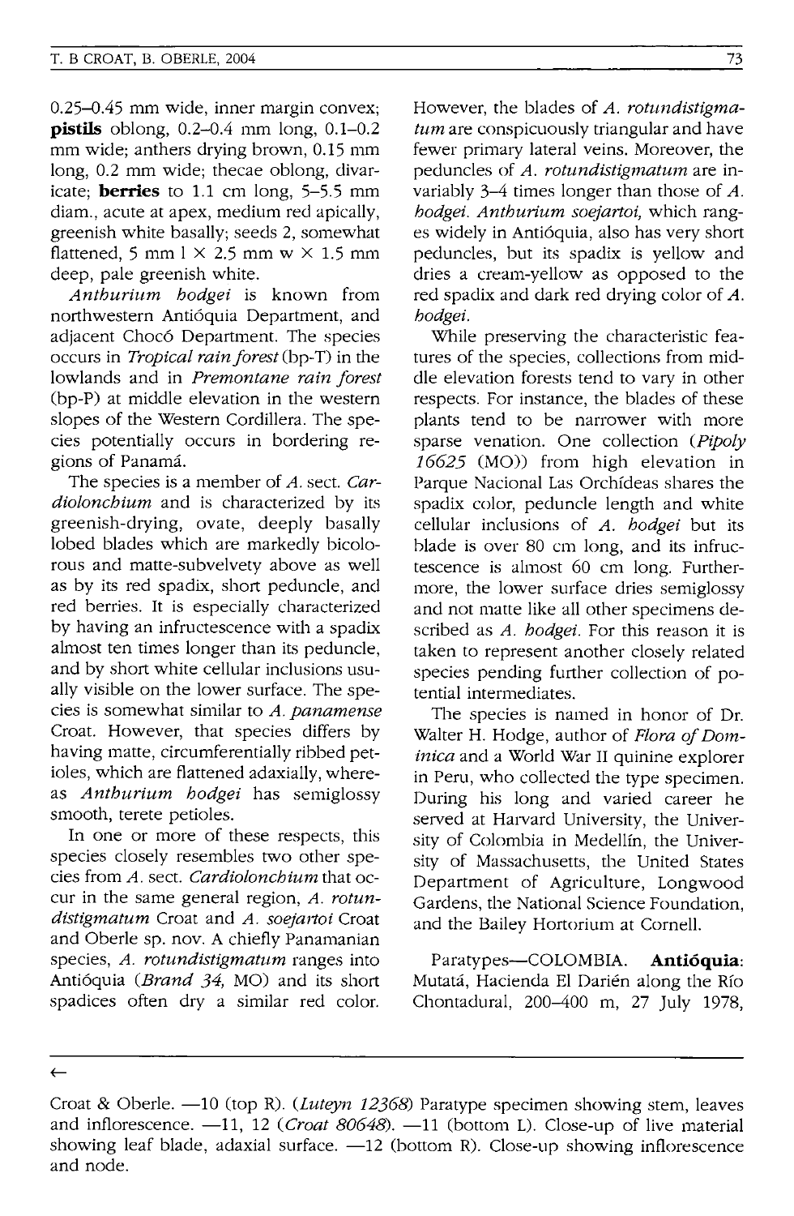0.25–0.45 mm wide, inner margin convex; **pistils** oblong, 0.2–0.4 mm long, 0.1–0.2 mm wide; anthers drying brown, 0.15 mm long, 0.2 mm wide; thecae oblong, divaricate; **berries** to 1.1 cm long, 5–5.5 mm diam., acute at apex, medium red apically, greenish white basally; seeds 2, somewhat flattened, 5 mm l × 2.5 mm w × 1.5 mm deep, pale greenish white.

*Anthurium hodgei* is known from northwestern Antióquia Department, and adjacent Chocó Department. The species occurs in *Tropical rain forest* (bp-T) in the lowlands and in *Premontane rain forest* (bp-P) at middle elevation in the western slopes of the Western Cordillera. The species potentially occurs in bordering regions of Panamá.

The species is a member of *A.* sect. *Cardiolonchium* and is characterized by its greenish-drying, ovate, deeply basally lobed blades which are markedly bicolorous and matte-subvelvety above as well as by its red spadix, short peduncle, and red berries. It is especially characterized by having an infructescence with a spadix almost ten times longer than its peduncle, and by short white cellular inclusions usually visible on the lower surface. The species is somewhat similar to *A. panamense* Croat. However, that species differs by having matte, circumferentially ribbed petioles, which are flattened adaxially, whereas *Anthurium hodgei* has semiglossy smooth, terete petioles.

In one or more of these respects, this species closely resembles two other species from *A.* sect. *Cardiolonchium* that occur in the same general region, *A. rotundistigmatum* Croat and *A. soejartoi* Croat and Oberle sp. nov. A chiefly Panamanian species, *A. rotundistigmatum* ranges into Antióquia (*Brand 34*, MO) and its short spadices often dry a similar red color. However, the blades of *A. rotundistigmatum* are conspicuously triangular and have fewer primary lateral veins. Moreover, the peduncles of *A. rotundistigmatum* are invariably 3–4 times longer than those of *A. hodgei*. *Anthurium soejartoi,* which ranges widely in Antióquia, also has very short peduncles, but its spadix is yellow and dries a cream-yellow as opposed to the red spadix and dark red drying color of *A. hodgei*.

While preserving the characteristic features of the species, collections from middle elevation forests tend to vary in other respects. For instance, the blades of these plants tend to be narrower with more sparse venation. One collection (*Pipoly 16625* (MO)) from high elevation in Parque Nacional Las Orchídeas shares the spadix color, peduncle length and white cellular inclusions of *A. hodgei* but its blade is over 80 cm long, and its infructescence is almost 60 cm long. Furthermore, the lower surface dries semiglossy and not matte like all other specimens described as *A. hodgei*. For this reason it is taken to represent another closely related species pending further collection of potential intermediates.

The species is named in honor of Dr. Walter H. Hodge, author of *Flora of Dominica* and a World War II quinine explorer in Peru, who collected the type specimen. During his long and varied career he served at Harvard University, the University of Colombia in Medellín, the University of Massachusetts, the United States Department of Agriculture, Longwood Gardens, the National Science Foundation, and the Bailey Hortorium at Cornell.

Paratypes—COLOMBIA. **Antióquia**: Mutatá, Hacienda El Darién along the Río Chontadural, 200–400 m, 27 July 1978,

←

Croat & Oberle. —10 (top R). (*Luteyn 12368*) Paratype specimen showing stem, leaves and inflorescence. —11, 12 (*Croat 80648*). —11 (bottom L). Close-up of live material showing leaf blade, adaxial surface. —12 (bottom R). Close-up showing inflorescence and node.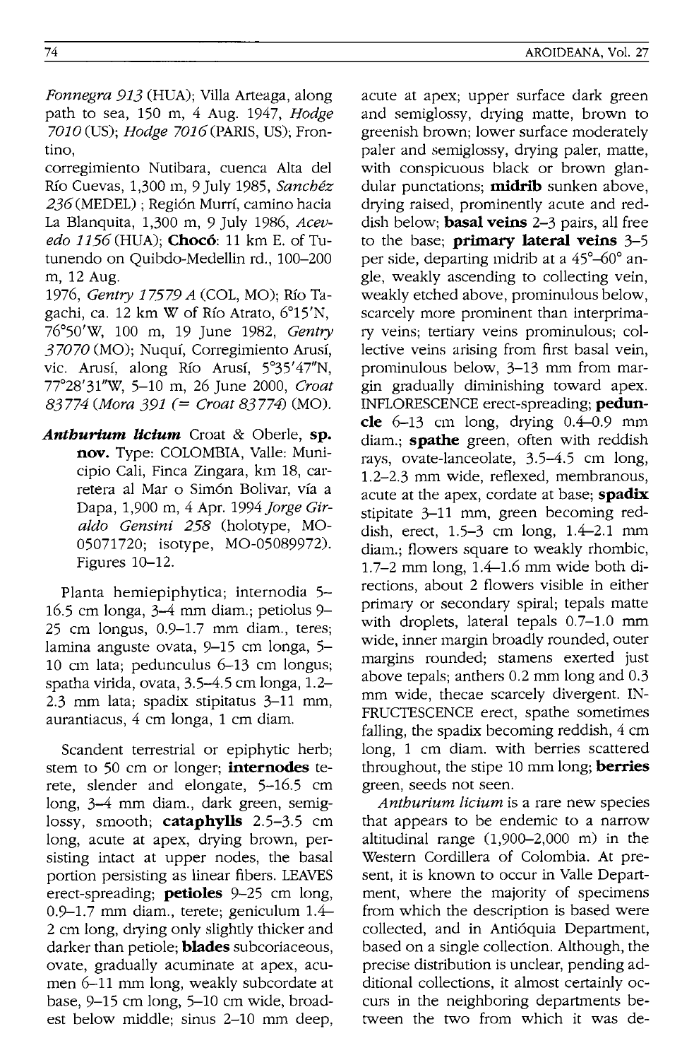*Fonnegra 913* (HUA); Villa Arteaga, along path to sea, 150 m, 4 Aug. 1947, *Hodge 7010* (US); *Hodge 7016* (PARIS, US); Frontino,

corregimiento Nutibara, cuenca Alta del Río Cuevas, 1,300 m, 9 July 1985, *Sanchéz 236* (MEDEL) ; Región Murrí, camino hacia La Blanquita, 1,300 m, 9 July 1986, *Acevedo 1156* (HUA); **Chocó**: 11 km E. of Tutunendo on Quibdo-Medellin rd., 100–200 m, 12 Aug.

1976, *Gentry 17579 A* (COL, MO); Río Tagachi, ca. 12 km W of Río Atrato, 6°15'N, 76°50'W, 100 m, 19 June 1982, *Gentry 37070* (MO); Nuquí, Corregimiento Arusí, vic. Arusí, along Río Arusí, 5°35'47"N, 77°28'31"W, 5–10 m, 26 June 2000, *Croat 83774* (*Mora 391* (= *Croat 83774*) (MO).

***Anthurium licium*** Croat & Oberle, **sp. nov.** Type: COLOMBIA, Valle: Municipio Cali, Finca Zingara, km 18, carretera al Mar o Simón Bolivar, vía a Dapa, 1,900 m, 4 Apr. 1994 *Jorge Giraldo Gensini 258* (holotype, MO-05071720; isotype, MO-05089972). Figures 10–12.

Planta hemiepiphytica; internodia 5–16.5 cm longa, 3–4 mm diam.; petiolus 9–25 cm longus, 0.9–1.7 mm diam., teres; lamina anguste ovata, 9–15 cm longa, 5–10 cm lata; pedunculus 6–13 cm longus; spatha virida, ovata, 3.5–4.5 cm longa, 1.2–2.3 mm lata; spadix stipitatus 3–11 mm, aurantiacus, 4 cm longa, 1 cm diam.

Scandent terrestrial or epiphytic herb; stem to 50 cm or longer; **internodes** terete, slender and elongate, 5–16.5 cm long, 3–4 mm diam., dark green, semiglossy, smooth; **cataphylls** 2.5–3.5 cm long, acute at apex, drying brown, persisting intact at upper nodes, the basal portion persisting as linear fibers. LEAVES erect-spreading; **petioles** 9–25 cm long, 0.9–1.7 mm diam., terete; geniculum 1.4–2 cm long, drying only slightly thicker and darker than petiole; **blades** subcoriaceous, ovate, gradually acuminate at apex, acumen 6–11 mm long, weakly subcordate at base, 9–15 cm long, 5–10 cm wide, broadest below middle; sinus 2–10 mm deep, acute at apex; upper surface dark green and semiglossy, drying matte, brown to greenish brown; lower surface moderately paler and semiglossy, drying paler, matte, with conspicuous black or brown glandular punctations; **midrib** sunken above, drying raised, prominently acute and reddish below; **basal veins** 2–3 pairs, all free to the base; **primary lateral veins** 3–5 per side, departing midrib at a 45°–60° angle, weakly ascending to collecting vein, weakly etched above, prominulous below, scarcely more prominent than interprimary veins; tertiary veins prominulous; collective veins arising from first basal vein, prominulous below, 3–13 mm from margin gradually diminishing toward apex. INFLORESCENCE erect-spreading; **peduncle** 6–13 cm long, drying 0.4–0.9 mm diam.; **spathe** green, often with reddish rays, ovate-lanceolate, 3.5–4.5 cm long, 1.2–2.3 mm wide, reflexed, membranous, acute at the apex, cordate at base; **spadix** stipitate 3–11 mm, green becoming reddish, erect, 1.5–3 cm long, 1.4–2.1 mm diam.; flowers square to weakly rhombic, 1.7–2 mm long, 1.4–1.6 mm wide both directions, about 2 flowers visible in either primary or secondary spiral; tepals matte with droplets, lateral tepals 0.7–1.0 mm wide, inner margin broadly rounded, outer margins rounded; stamens exerted just above tepals; anthers 0.2 mm long and 0.3 mm wide, thecae scarcely divergent. INFRUCTESCENCE erect, spathe sometimes falling, the spadix becoming reddish, 4 cm long, 1 cm diam. with berries scattered throughout, the stipe 10 mm long; **berries** green, seeds not seen.

*Anthurium licium* is a rare new species that appears to be endemic to a narrow altitudinal range (1,900–2,000 m) in the Western Cordillera of Colombia. At present, it is known to occur in Valle Department, where the majority of specimens from which the description is based were collected, and in Antióquia Department, based on a single collection. Although, the precise distribution is unclear, pending additional collections, it almost certainly occurs in the neighboring departments between the two from which it was de-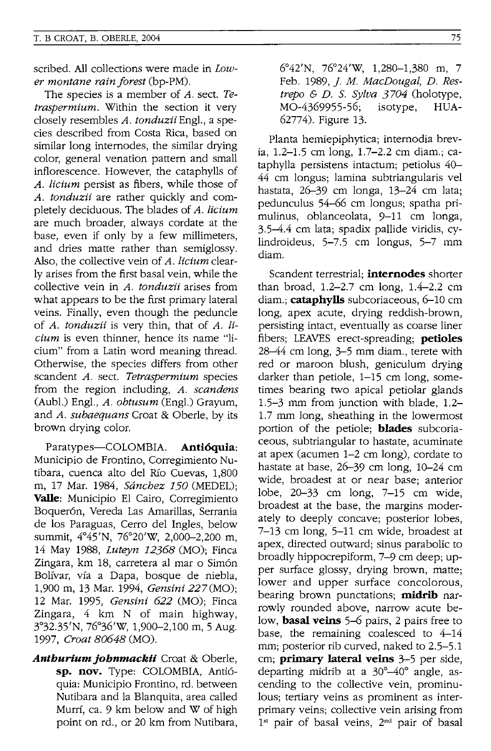scribed. All collections were made in *Lower montane rain forest* (bp-PM).

The species is a member of *A.* sect. *Tetraspermium*. Within the section it very closely resembles *A. tonduzii* Engl., a species described from Costa Rica, based on similar long internodes, the similar drying color, general venation pattern and small inflorescence. However, the cataphylls of *A. licium* persist as fibers, while those of *A. tonduzii* are rather quickly and completely deciduous. The blades of *A. licium* are much broader, always cordate at the base, even if only by a few millimeters, and dries matte rather than semiglossy. Also, the collective vein of *A. licium* clearly arises from the first basal vein, while the collective vein in *A. tonduzii* arises from what appears to be the first primary lateral veins. Finally, even though the peduncle of *A. tonduzii* is very thin, that of *A. licium* is even thinner, hence its name "licium" from a Latin word meaning thread. Otherwise, the species differs from other scandent *A.* sect. *Tetraspermium* species from the region including, *A. scandens* (Aubl.) Engl., *A. obtusum* (Engl.) Grayum, and *A. subaequans* Croat & Oberle, by its brown drying color.

Paratypes—COLOMBIA. **Antióquia**: Municipio de Frontino, Corregimiento Nutibara, cuenca alto del Río Cuevas, 1,800 m, 17 Mar. 1984, *Sánchez 150* (MEDEL); **Valle**: Municipio El Cairo, Corregimiento Boquerón, Vereda Las Amarillas, Serrania de los Paraguas, Cerro del Ingles, below summit, 4°45'N, 76°20'W, 2,000–2,200 m, 14 May 1988, *Luteyn 12368* (MO); Finca Zingara, km 18, carretera al mar o Simón Bolívar, vía a Dapa, bosque de niebla, 1,900 m, 13 Mar. 1994, *Gensini 227* (MO); 12 Mar. 1995, *Gensini 622* (MO); Finca Zingara, 4 km N of main highway, 3°32.35'N, 76°36'W, 1,900–2,100 m, 5 Aug. 1997, *Croat 80648* (MO).

***Anthurium johnmackii*** Croat & Oberle, **sp. nov.** Type: COLOMBIA, Antióquia: Municipio Frontino, rd. between Nutibara and la Blanquita, area called Murrí, ca. 9 km below and W of high point on rd., or 20 km from Nutibara, 6°42'N, 76°24'W, 1,280–1,380 m, 7 Feb. 1989, *J. M. MacDougal, D. Restrepo & D. S. Sylva 3704* (holotype, MO-4369955-56; isotype, HUA-62774). Figure 13.

Planta hemiepiphytica; internodia brevia, 1.2–1.5 cm long, 1.7–2.2 cm diam.; cataphylla persistens intactum; petiolus 40–44 cm longus; lamina subtriangularis vel hastata, 26–39 cm longa, 13–24 cm lata; pedunculus 54–66 cm longus; spatha primulinus, oblanceolata, 9–11 cm longa, 3.5–4.4 cm lata; spadix pallide viridis, cylindroideus, 5–7.5 cm longus, 5–7 mm diam.

Scandent terrestrial; **internodes** shorter than broad, 1.2–2.7 cm long, 1.4–2.2 cm diam.; **cataphylls** subcoriaceous, 6–10 cm long, apex acute, drying reddish-brown, persisting intact, eventually as coarse liner fibers; LEAVES erect-spreading; **petioles** 28–44 cm long, 3–5 mm diam., terete with red or maroon blush, geniculum drying darker than petiole, 1–15 cm long, sometimes bearing two apical petiolar glands 1.5–3 mm from junction with blade, 1.2–1.7 mm long, sheathing in the lowermost portion of the petiole; **blades** subcoriaceous, subtriangular to hastate, acuminate at apex (acumen 1–2 cm long), cordate to hastate at base, 26–39 cm long, 10–24 cm wide, broadest at or near base; anterior lobe, 20–33 cm long, 7–15 cm wide, broadest at the base, the margins moderately to deeply concave; posterior lobes, 7–13 cm long, 5–11 cm wide, broadest at apex, directed outward; sinus parabolic to broadly hippocrepiform, 7–9 cm deep; upper surface glossy, drying brown, matte; lower and upper surface concolorous, bearing brown punctations; **midrib** narrowly rounded above, narrow acute below, **basal veins** 5–6 pairs, 2 pairs free to base, the remaining coalesced to 4–14 mm; posterior rib curved, naked to 2.5–5.1 cm; **primary lateral veins** 3–5 per side, departing midrib at a 30°–40° angle, ascending to the collective vein, prominulous; tertiary veins as prominent as interprimary veins; collective vein arising from 1st pair of basal veins, 2nd pair of basal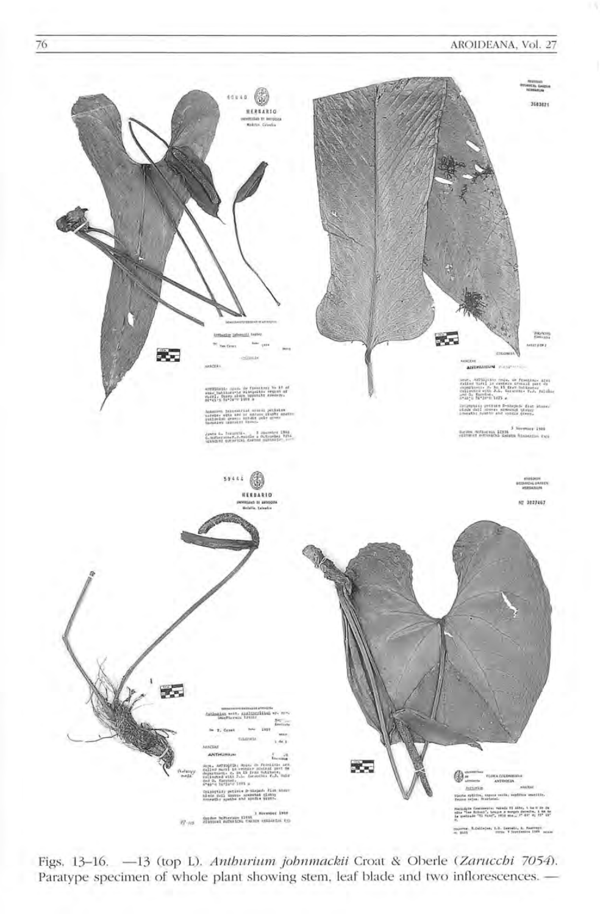Figs. 13–16. —13 (top L). *Anthurium johnmackii* Croat & Oberle (*Zarucchi 7054*). Paratype specimen of whole plant showing stem, leaf blade and two inflorescences. —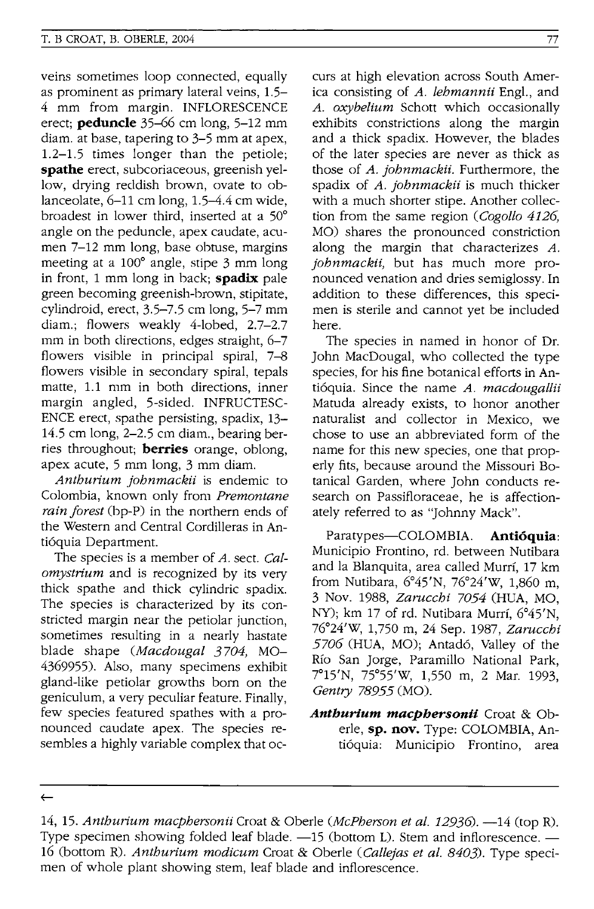veins sometimes loop connected, equally as prominent as primary lateral veins, 1.5–4 mm from margin. INFLORESCENCE erect; **peduncle** 35–66 cm long, 5–12 mm diam. at base, tapering to 3–5 mm at apex, 1.2–1.5 times longer than the petiole; **spathe** erect, subcoriaceous, greenish yellow, drying reddish brown, ovate to oblanceolate, 6–11 cm long, 1.5–4.4 cm wide, broadest in lower third, inserted at a 50° angle on the peduncle, apex caudate, acumen 7–12 mm long, base obtuse, margins meeting at a 100° angle, stipe 3 mm long in front, 1 mm long in back; **spadix** pale green becoming greenish-brown, stipitate, cylindroid, erect, 3.5–7.5 cm long, 5–7 mm diam.; flowers weakly 4-lobed, 2.7–2.7 mm in both directions, edges straight, 6–7 flowers visible in principal spiral, 7–8 flowers visible in secondary spiral, tepals matte, 1.1 mm in both directions, inner margin angled, 5-sided. INFRUCTESCENCE erect, spathe persisting, spadix, 13–14.5 cm long, 2–2.5 cm diam., bearing berries throughout; **berries** orange, oblong, apex acute, 5 mm long, 3 mm diam.

*Anthurium johnmackii* is endemic to Colombia, known only from *Premontane rain forest* (bp-P) in the northern ends of the Western and Central Cordilleras in Antióquia Department.

The species is a member of *A.* sect. *Calomystrium* and is recognized by its very thick spathe and thick cylindric spadix. The species is characterized by its constricted margin near the petiolar junction, sometimes resulting in a nearly hastate blade shape (*Macdougal 3704*, MO-4369955). Also, many specimens exhibit gland-like petiolar growths born on the geniculum, a very peculiar feature. Finally, few species featured spathes with a pronounced caudate apex. The species resembles a highly variable complex that occurs at high elevation across South America consisting of *A. lehmannii* Engl., and *A. oxybelium* Schott which occasionally exhibits constrictions along the margin and a thick spadix. However, the blades of the later species are never as thick as those of *A. johnmackii*. Furthermore, the spadix of *A. johnmackii* is much thicker with a much shorter stipe. Another collection from the same region (*Cogollo 4126*, MO) shares the pronounced constriction along the margin that characterizes *A. johnmackii*, but has much more pronounced venation and dries semiglossy. In addition to these differences, this specimen is sterile and cannot yet be included here.

The species in named in honor of Dr. John MacDougal, who collected the type species, for his fine botanical efforts in Antióquia. Since the name *A. macdougallii* Matuda already exists, to honor another naturalist and collector in Mexico, we chose to use an abbreviated form of the name for this new species, one that properly fits, because around the Missouri Botanical Garden, where John conducts research on Passifloraceae, he is affectionately referred to as "Johnny Mack".

Paratypes—COLOMBIA. **Antióquia**: Municipio Frontino, rd. between Nutibara and la Blanquita, area called Murrí, 17 km from Nutibara, 6°45'N, 76°24'W, 1,860 m, 3 Nov. 1988, *Zarucchi 7054* (HUA, MO, NY); km 17 of rd. Nutibara Murrí, 6°45'N, 76°24'W, 1,750 m, 24 Sep. 1987, *Zarucchi 5706* (HUA, MO); Antadó, Valley of the Río San Jorge, Paramillo National Park, 7°15'N, 75°55'W, 1,550 m, 2 Mar. 1993, *Gentry 78955* (MO).

***Anthurium macphersonii*** Croat & Oberle, **sp. nov.** Type: COLOMBIA, Antióquia: Municipio Frontino, area

←

14, 15. *Anthurium macphersonii* Croat & Oberle (*McPherson et al. 12936*). —14 (top R). Type specimen showing folded leaf blade. —15 (bottom L). Stem and inflorescence. —16 (bottom R). *Anthurium modicum* Croat & Oberle (*Callejas et al. 8403*). Type specimen of whole plant showing stem, leaf blade and inflorescence.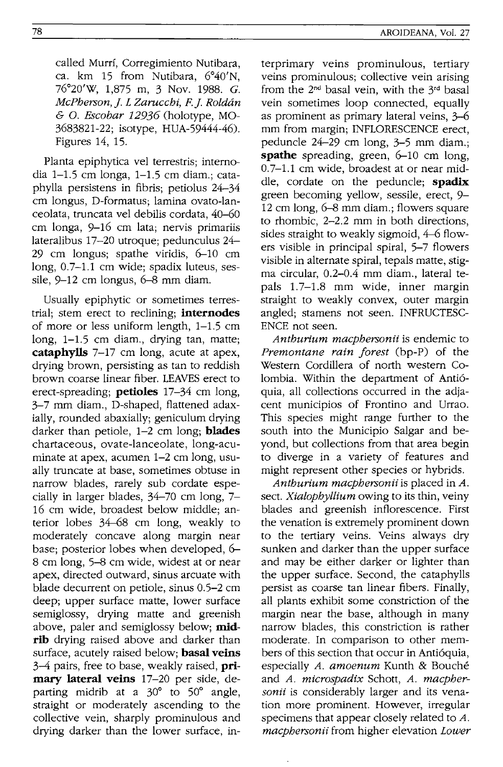called Murrí, Corregimiento Nutibara, ca. km 15 from Nutibara, 6°40'N, 76°20'W, 1,875 m, 3 Nov. 1988. *G. McPherson, J. L Zarucchi, F. J. Roldán & O. Escobar 12936* (holotype, MO-3683821-22; isotype, HUA-59444-46). Figures 14, 15.

Planta epiphytica vel terrestris; internodia 1–1.5 cm longa, 1–1.5 cm diam.; cataphylla persistens in fibris; petiolus 24–34 cm longus, D-formatus; lamina ovato-lanceolata, truncata vel debilis cordata, 40–60 cm longa, 9–16 cm lata; nervis primariis lateralibus 17–20 utroque; pedunculus 24–29 cm longus; spathe viridis, 6–10 cm long, 0.7–1.1 cm wide; spadix luteus, sessile, 9–12 cm longus, 6–8 mm diam.

Usually epiphytic or sometimes terrestrial; stem erect to reclining; **internodes** of more or less uniform length, 1–1.5 cm long, 1–1.5 cm diam., drying tan, matte; **cataphylls** 7–17 cm long, acute at apex, drying brown, persisting as tan to reddish brown coarse linear fiber. LEAVES erect to erect-spreading; **petioles** 17–34 cm long, 3–7 mm diam., D-shaped, flattened adaxially, rounded abaxially; geniculum drying darker than petiole, 1–2 cm long; **blades** chartaceous, ovate-lanceolate, long-acuminate at apex, acumen 1–2 cm long, usually truncate at base, sometimes obtuse in narrow blades, rarely sub cordate especially in larger blades, 34–70 cm long, 7–16 cm wide, broadest below middle; anterior lobes 34–68 cm long, weakly to moderately concave along margin near base; posterior lobes when developed, 6–8 cm long, 5–8 cm wide, widest at or near apex, directed outward, sinus arcuate with blade decurrent on petiole, sinus 0.5–2 cm deep; upper surface matte, lower surface semiglossy, drying matte and greenish above, paler and semiglossy below; **midrib** drying raised above and darker than surface, acutely raised below; **basal veins** 3–4 pairs, free to base, weakly raised, **primary lateral veins** 17–20 per side, departing midrib at a 30° to 50° angle, straight or moderately ascending to the collective vein, sharply prominulous and drying darker than the lower surface, interprimary veins prominulous, tertiary veins prominulous; collective vein arising from the 2nd basal vein, with the 3rd basal vein sometimes loop connected, equally as prominent as primary lateral veins, 3–6 mm from margin; INFLORESCENCE erect, peduncle 24–29 cm long, 3–5 mm diam.; **spathe** spreading, green, 6–10 cm long, 0.7–1.1 cm wide, broadest at or near middle, cordate on the peduncle; **spadix** green becoming yellow, sessile, erect, 9–12 cm long, 6–8 mm diam.; flowers square to rhombic, 2–2.2 mm in both directions, sides straight to weakly sigmoid, 4–6 flowers visible in principal spiral, 5–7 flowers visible in alternate spiral, tepals matte, stigma circular, 0.2–0.4 mm diam., lateral tepals 1.7–1.8 mm wide, inner margin straight to weakly convex, outer margin angled; stamens not seen. INFRUCTESCENCE not seen.

*Anthurium macphersonii* is endemic to *Premontane rain forest* (bp-P) of the Western Cordillera of north western Colombia. Within the department of Antióquia, all collections occurred in the adjacent municipios of Frontino and Urrao. This species might range further to the south into the Municipio Salgar and beyond, but collections from that area begin to diverge in a variety of features and might represent other species or hybrids.

*Anthurium macphersonii* is placed in *A.* sect. *Xialophyllium* owing to its thin, veiny blades and greenish inflorescence. First the venation is extremely prominent down to the tertiary veins. Veins always dry sunken and darker than the upper surface and may be either darker or lighter than the upper surface. Second, the cataphylls persist as coarse tan linear fibers. Finally, all plants exhibit some constriction of the margin near the base, although in many narrow blades, this constriction is rather moderate. In comparison to other members of this section that occur in Antióquia, especially *A. amoenum* Kunth & Bouché and *A. microspadix* Schott, *A. macphersonii* is considerably larger and its venation more prominent. However, irregular specimens that appear closely related to *A. macphersonii* from higher elevation *Lower*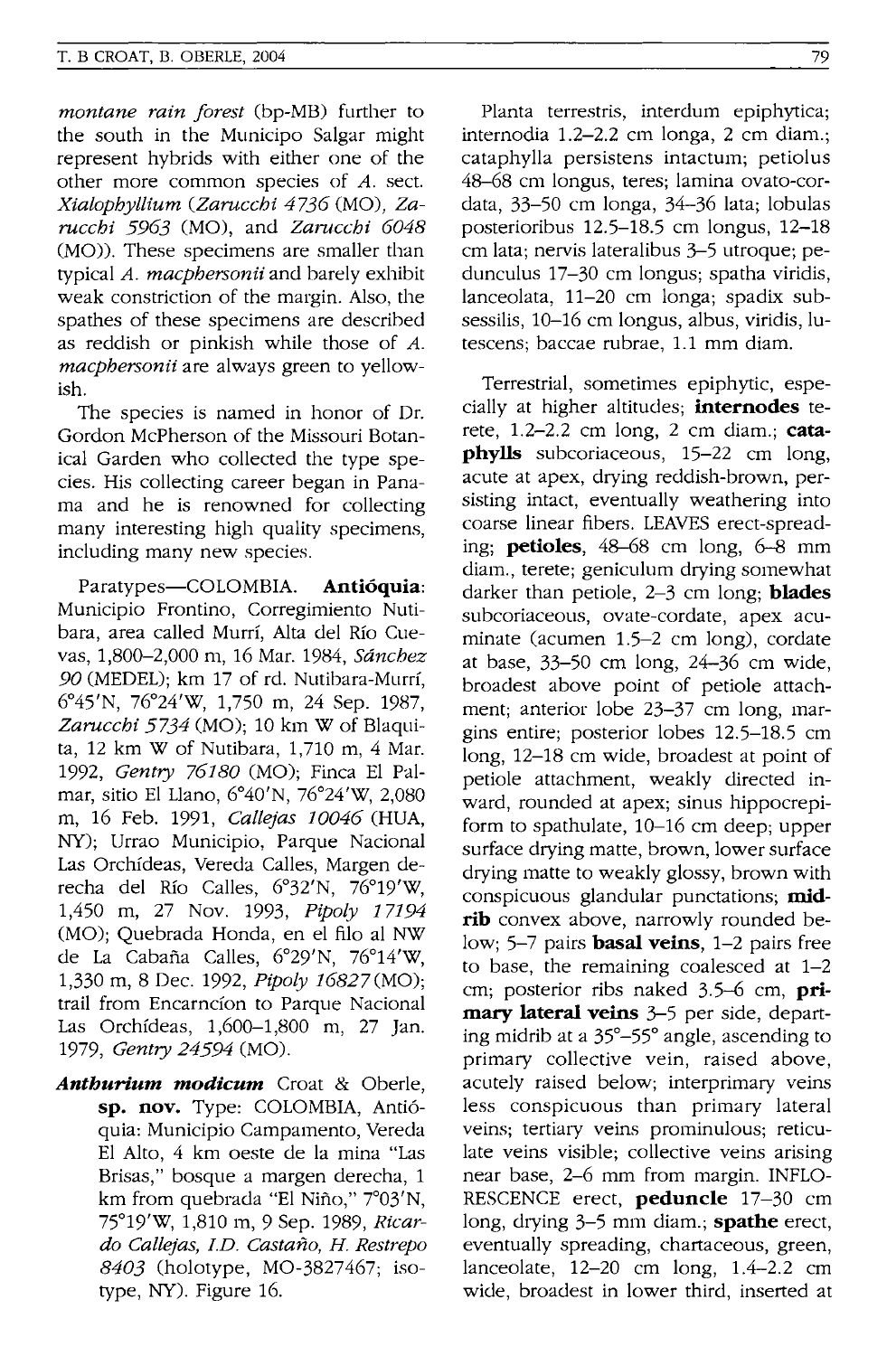*montane rain forest* (bp-MB) further to the south in the Municipo Salgar might represent hybrids with either one of the other more common species of *A.* sect. *Xialophyllium* (*Zarucchi 4736* (MO), *Zarucchi 5963* (MO), and *Zarucchi 6048* (MO)). These specimens are smaller than typical *A. macphersonii* and barely exhibit weak constriction of the margin. Also, the spathes of these specimens are described as reddish or pinkish while those of *A. macphersonii* are always green to yellowish.

The species is named in honor of Dr. Gordon McPherson of the Missouri Botanical Garden who collected the type species. His collecting career began in Panama and he is renowned for collecting many interesting high quality specimens, including many new species.

Paratypes—COLOMBIA. **Antióquia**: Municipio Frontino, Corregimiento Nutibara, area called Murrí, Alta del Río Cuevas, 1,800–2,000 m, 16 Mar. 1984, *Sánchez 90* (MEDEL); km 17 of rd. Nutibara-Murrí, 6°45'N, 76°24'W, 1,750 m, 24 Sep. 1987, *Zarucchi 5734* (MO); 10 km W of Blaquita, 12 km W of Nutibara, 1,710 m, 4 Mar. 1992, *Gentry 76180* (MO); Finca El Palmar, sitio El Llano, 6°40'N, 76°24'W, 2,080 m, 16 Feb. 1991, *Callejas 10046* (HUA, NY); Urrao Municipio, Parque Nacional Las Orchídeas, Vereda Calles, Margen derecha del Río Calles, 6°32'N, 76°19'W, 1,450 m, 27 Nov. 1993, *Pipoly 17194* (MO); Quebrada Honda, en el filo al NW de La Cabaña Calles, 6°29'N, 76°14'W, 1,330 m, 8 Dec. 1992, *Pipoly 16827* (MO); trail from Encarncíon to Parque Nacional Las Orchídeas, 1,600–1,800 m, 27 Jan. 1979, *Gentry 24594* (MO).

***Anthurium modicum*** Croat & Oberle, **sp. nov.** Type: COLOMBIA, Antióquia: Municipio Campamento, Vereda El Alto, 4 km oeste de la mina "Las Brisas," bosque a margen derecha, 1 km from quebrada "El Niño," 7°03'N, 75°19'W, 1,810 m, 9 Sep. 1989, *Ricardo Callejas, I.D. Castaño, H. Restrepo 8403* (holotype, MO-3827467; isotype, NY). Figure 16.

Planta terrestris, interdum epiphytica; internodia 1.2–2.2 cm longa, 2 cm diam.; cataphylla persistens intactum; petiolus 48–68 cm longus, teres; lamina ovato-cordata, 33–50 cm longa, 34–36 lata; lobulas posterioribus 12.5–18.5 cm longus, 12–18 cm lata; nervis lateralibus 3–5 utroque; pedunculus 17–30 cm longus; spatha viridis, lanceolata, 11–20 cm longa; spadix subsessilis, 10–16 cm longus, albus, viridis, lutescens; baccae rubrae, 1.1 mm diam.

Terrestrial, sometimes epiphytic, especially at higher altitudes; **internodes** terete, 1.2–2.2 cm long, 2 cm diam.; **cataphylls** subcoriaceous, 15–22 cm long, acute at apex, drying reddish-brown, persisting intact, eventually weathering into coarse linear fibers. LEAVES erect-spreading; **petioles**, 48–68 cm long, 6–8 mm diam., terete; geniculum drying somewhat darker than petiole, 2–3 cm long; **blades** subcoriaceous, ovate-cordate, apex acuminate (acumen 1.5–2 cm long), cordate at base, 33–50 cm long, 24–36 cm wide, broadest above point of petiole attachment; anterior lobe 23–37 cm long, margins entire; posterior lobes 12.5–18.5 cm long, 12–18 cm wide, broadest at point of petiole attachment, weakly directed inward, rounded at apex; sinus hippocrepiform to spathulate, 10–16 cm deep; upper surface drying matte, brown, lower surface drying matte to weakly glossy, brown with conspicuous glandular punctations; **midrib** convex above, narrowly rounded below; 5–7 pairs **basal veins**, 1–2 pairs free to base, the remaining coalesced at 1–2 cm; posterior ribs naked 3.5–6 cm, **primary lateral veins** 3–5 per side, departing midrib at a 35°–55° angle, ascending to primary collective vein, raised above, acutely raised below; interprimary veins less conspicuous than primary lateral veins; tertiary veins prominulous; reticulate veins visible; collective veins arising near base, 2–6 mm from margin. INFLORESCENCE erect, **peduncle** 17–30 cm long, drying 3–5 mm diam.; **spathe** erect, eventually spreading, chartaceous, green, lanceolate, 12–20 cm long, 1.4–2.2 cm wide, broadest in lower third, inserted at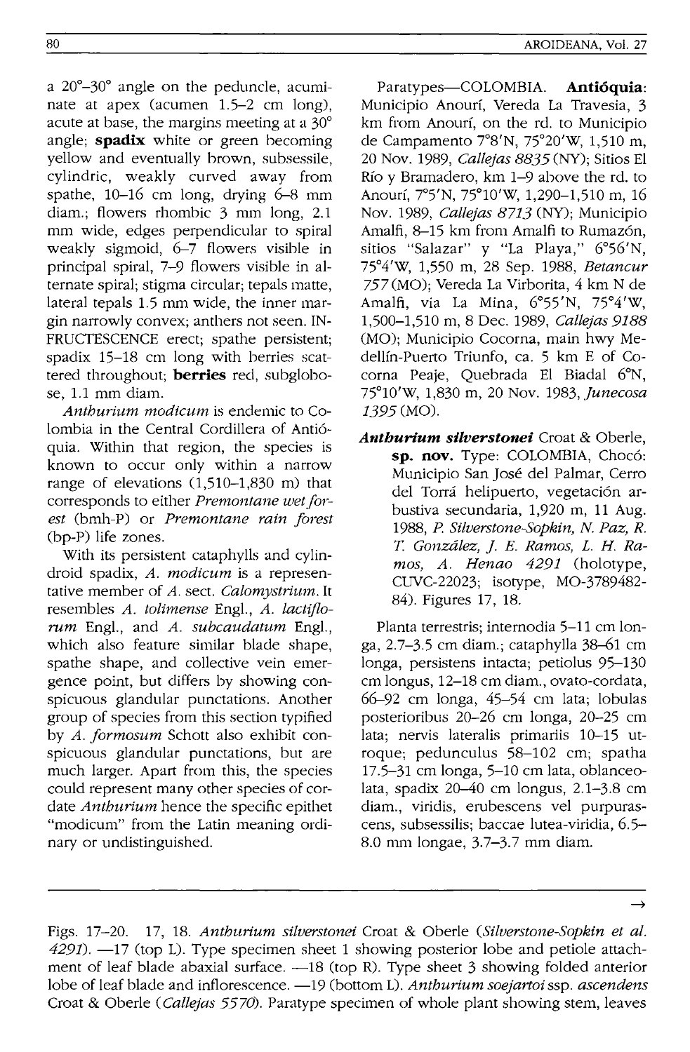a 20°–30° angle on the peduncle, acuminate at apex (acumen 1.5–2 cm long), acute at base, the margins meeting at a 30° angle; **spadix** white or green becoming yellow and eventually brown, subsessile, cylindric, weakly curved away from spathe, 10–16 cm long, drying 6–8 mm diam.; flowers rhombic 3 mm long, 2.1 mm wide, edges perpendicular to spiral weakly sigmoid, 6–7 flowers visible in principal spiral, 7–9 flowers visible in alternate spiral; stigma circular; tepals matte, lateral tepals 1.5 mm wide, the inner margin narrowly convex; anthers not seen. INFRUCTESCENCE erect; spathe persistent; spadix 15–18 cm long with berries scattered throughout; **berries** red, subglobose, 1.1 mm diam.

*Anthurium modicum* is endemic to Colombia in the Central Cordillera of Antióquia. Within that region, the species is known to occur only within a narrow range of elevations (1,510–1,830 m) that corresponds to either *Premontane wet forest* (bmh-P) or *Premontane rain forest* (bp-P) life zones.

With its persistent cataphylls and cylindroid spadix, *A. modicum* is a representative member of *A.* sect. *Calomystrium*. It resembles *A. tolimense* Engl., *A. lactiflorum* Engl., and *A. subcaudatum* Engl., which also feature similar blade shape, spathe shape, and collective vein emergence point, but differs by showing conspicuous glandular punctations. Another group of species from this section typified by *A. formosum* Schott also exhibit conspicuous glandular punctations, but are much larger. Apart from this, the species could represent many other species of cordate *Anthurium* hence the specific epithet "modicum" from the Latin meaning ordinary or undistinguished.

Paratypes—COLOMBIA. **Antióquia**: Municipio Anourí, Vereda La Travesia, 3 km from Anourí, on the rd. to Municipio de Campamento 7°8'N, 75°20'W, 1,510 m, 20 Nov. 1989, *Callejas 8835* (NY); Sitios El Río y Bramadero, km 1–9 above the rd. to Anourí, 7°5'N, 75°10'W, 1,290–1,510 m, 16 Nov. 1989, *Callejas 8713* (NY); Municipio Amalfi, 8–15 km from Amalfi to Rumazón, sitios "Salazar" y "La Playa," 6°56'N, 75°4'W, 1,550 m, 28 Sep. 1988, *Betancur 757* (MO); Vereda La Virborita, 4 km N de Amalfi, via La Mina, 6°55'N, 75°4'W, 1,500–1,510 m, 8 Dec. 1989, *Callejas 9188* (MO); Municipio Cocorna, main hwy Medellín-Puerto Triunfo, ca. 5 km E of Cocorna Peaje, Quebrada El Biadal 6°N, 75°10'W, 1,830 m, 20 Nov. 1983, *Junecosa 1395* (MO).

***Anthurium silverstonei*** Croat & Oberle, **sp. nov.** Type: COLOMBIA, Chocó: Municipio San José del Palmar, Cerro del Torrá helipuerto, vegetación arbustiva secundaria, 1,920 m, 11 Aug. 1988, *P. Silverstone-Sopkin, N. Paz, R. T. González, J. E. Ramos, L. H. Ramos, A. Henao 4291* (holotype, CUVC-22023; isotype, MO-3789482-84). Figures 17, 18.

Planta terrestris; internodia 5–11 cm longa, 2.7–3.5 cm diam.; cataphylla 38–61 cm longa, persistens intacta; petiolus 95–130 cm longus, 12–18 cm diam., ovato-cordata, 66–92 cm longa, 45–54 cm lata; lobulas posterioribus 20–26 cm longa, 20–25 cm lata; nervis lateralis primariis 10–15 utroque; pedunculus 58–102 cm; spatha 17.5–31 cm longa, 5–10 cm lata, oblanceolata, spadix 20–40 cm longus, 2.1–3.8 cm diam., viridis, erubescens vel purpurascens, subsessilis; baccae lutea-viridia, 6.5–8.0 mm longae, 3.7–3.7 mm diam.

Figs. 17–20. 17, 18. *Anthurium silverstonei* Croat & Oberle (*Silverstone-Sopkin et al. 4291*). —17 (top L). Type specimen sheet 1 showing posterior lobe and petiole attachment of leaf blade abaxial surface. —18 (top R). Type sheet 3 showing folded anterior lobe of leaf blade and inflorescence. —19 (bottom L). *Anthurium soejartoi* ssp. *ascendens* Croat & Oberle (*Callejas 5570*). Paratype specimen of whole plant showing stem, leaves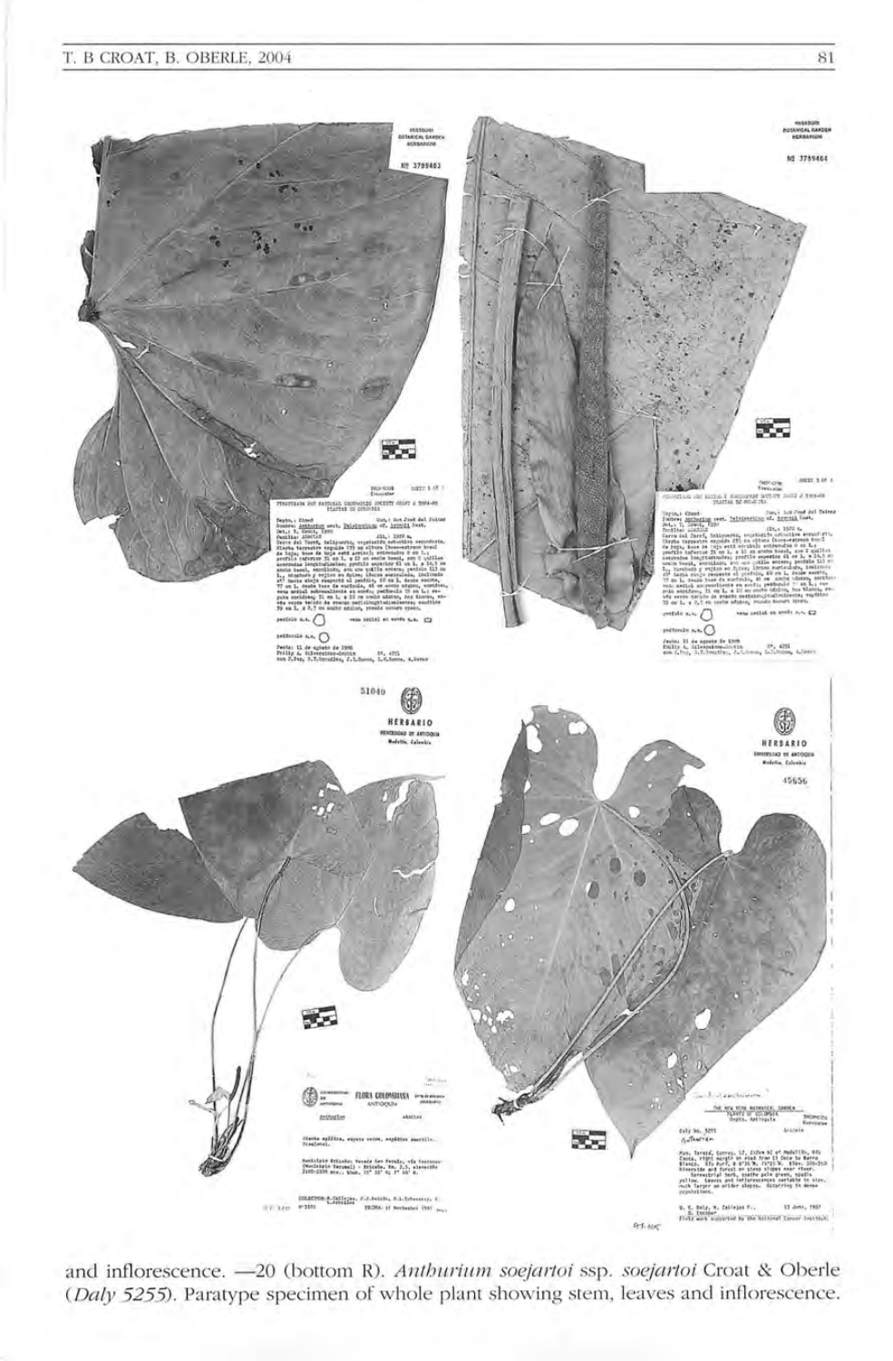and inflorescence. —20 (bottom R). *Anthurium soejartoi* ssp. *soejartoi* Croat & Oberle (*Daly 5255*). Paratype specimen of whole plant showing stem, leaves and inflorescence.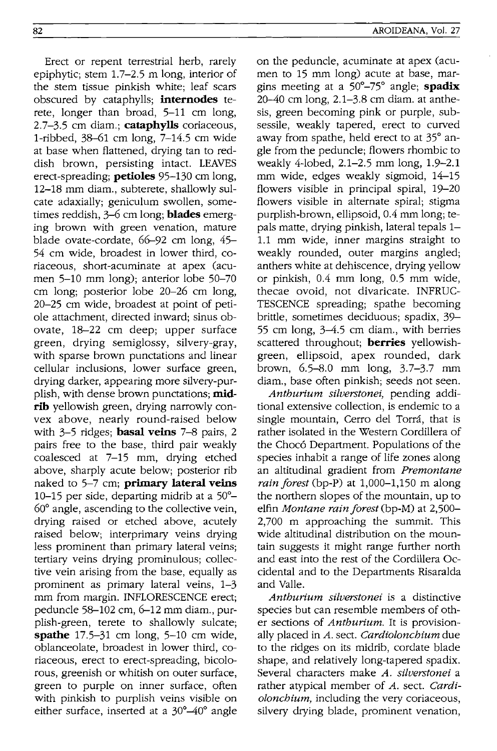Erect or repent terrestrial herb, rarely epiphytic; stem 1.7–2.5 m long, interior of the stem tissue pinkish white; leaf scars obscured by cataphylls; **internodes** terete, longer than broad, 5–11 cm long, 2.7–3.5 cm diam.; **cataphylls** coriaceous, 1-ribbed, 38–61 cm long, 7–14.5 cm wide at base when flattened, drying tan to reddish brown, persisting intact. LEAVES erect-spreading; **petioles** 95–130 cm long, 12–18 mm diam., subterete, shallowly sulcate adaxially; geniculum swollen, sometimes reddish, 3–6 cm long; **blades** emerging brown with green venation, mature blade ovate-cordate, 66–92 cm long, 45–54 cm wide, broadest in lower third, coriaceous, short-acuminate at apex (acumen 5–10 mm long); anterior lobe 50–70 cm long; posterior lobe 20–26 cm long, 20–25 cm wide, broadest at point of petiole attachment, directed inward; sinus obovate, 18–22 cm deep; upper surface green, drying semiglossy, silvery-gray, with sparse brown punctations and linear cellular inclusions, lower surface green, drying darker, appearing more silvery-purplish, with dense brown punctations; **midrib** yellowish green, drying narrowly convex above, nearly round-raised below with 3–5 ridges; **basal veins** 7–8 pairs, 2 pairs free to the base, third pair weakly coalesced at 7–15 mm, drying etched above, sharply acute below; posterior rib naked to 5–7 cm; **primary lateral veins** 10–15 per side, departing midrib at a 50°–60° angle, ascending to the collective vein, drying raised or etched above, acutely raised below; interprimary veins drying less prominent than primary lateral veins; tertiary veins drying prominulous; collective vein arising from the base, equally as prominent as primary lateral veins, 1–3 mm from margin. INFLORESCENCE erect; peduncle 58–102 cm, 6–12 mm diam., purplish-green, terete to shallowly sulcate; **spathe** 17.5–31 cm long, 5–10 cm wide, oblanceolate, broadest in lower third, coriaceous, erect to erect-spreading, bicolorous, greenish or whitish on outer surface, green to purple on inner surface, often with pinkish to purplish veins visible on either surface, inserted at a 30°–40° angle on the peduncle, acuminate at apex (acumen to 15 mm long) acute at base, margins meeting at a 50°–75° angle; **spadix** 20–40 cm long, 2.1–3.8 cm diam. at anthesis, green becoming pink or purple, subsessile, weakly tapered, erect to curved away from spathe, held erect to at 35° angle from the peduncle; flowers rhombic to weakly 4-lobed, 2.1–2.5 mm long, 1.9–2.1 mm wide, edges weakly sigmoid, 14–15 flowers visible in principal spiral, 19–20 flowers visible in alternate spiral; stigma purplish-brown, ellipsoid, 0.4 mm long; tepals matte, drying pinkish, lateral tepals 1–1.1 mm wide, inner margins straight to weakly rounded, outer margins angled; anthers white at dehiscence, drying yellow or pinkish, 0.4 mm long, 0.5 mm wide, thecae ovoid, not divaricate. INFRUCTESCENCE spreading; spathe becoming brittle, sometimes deciduous; spadix, 39–55 cm long, 3–4.5 cm diam., with berries scattered throughout; **berries** yellowish-green, ellipsoid, apex rounded, dark brown, 6.5–8.0 mm long, 3.7–3.7 mm diam., base often pinkish; seeds not seen.

*Anthurium silverstonei*, pending additional extensive collection, is endemic to a single mountain, Cerro del Torrá, that is rather isolated in the Western Cordillera of the Chocó Department. Populations of the species inhabit a range of life zones along an altitudinal gradient from *Premontane rain forest* (bp-P) at 1,000–1,150 m along the northern slopes of the mountain, up to elfin *Montane rain forest* (bp-M) at 2,500–2,700 m approaching the summit. This wide altitudinal distribution on the mountain suggests it might range further north and east into the rest of the Cordillera Occidental and to the Departments Risaralda and Valle.

*Anthurium silverstonei* is a distinctive species but can resemble members of other sections of *Anthurium*. It is provisionally placed in *A.* sect. *Cardiolonchium* due to the ridges on its midrib, cordate blade shape, and relatively long-tapered spadix. Several characters make *A. silverstonei* a rather atypical member of *A.* sect. *Cardiolonchium*, including the very coriaceous, silvery drying blade, prominent venation,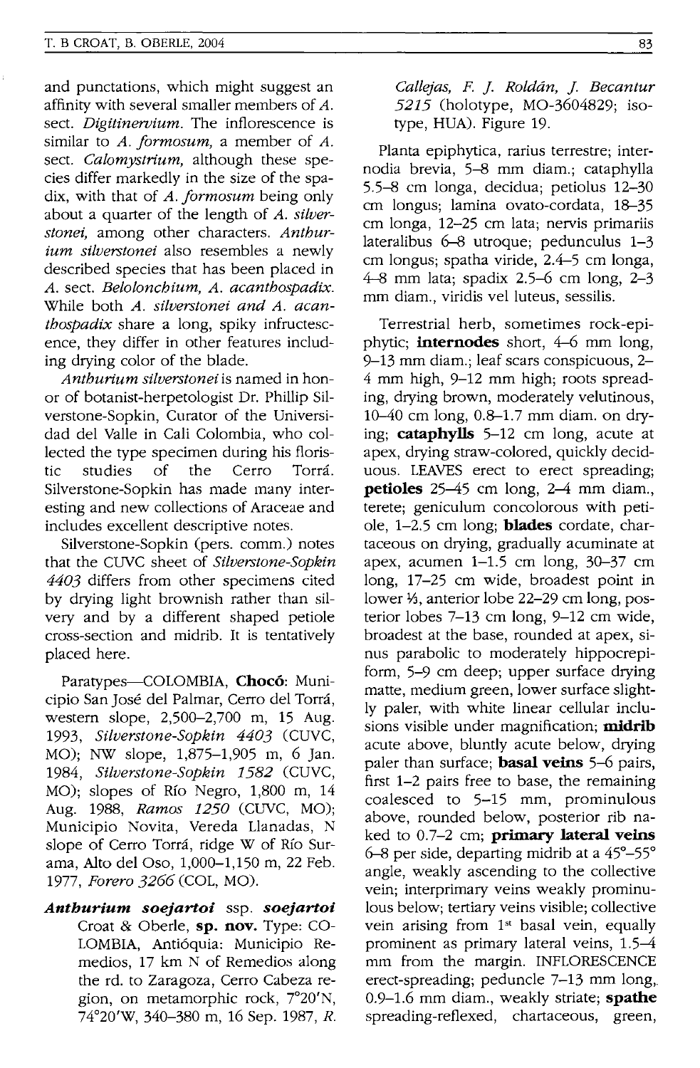and punctations, which might suggest an affinity with several smaller members of *A.* sect. *Digitinervium*. The inflorescence is similar to *A. formosum*, a member of *A.* sect. *Calomystrium*, although these species differ markedly in the size of the spadix, with that of *A. formosum* being only about a quarter of the length of *A. silverstonei*, among other characters. *Anthurium silverstonei* also resembles a newly described species that has been placed in *A.* sect. *Belolonchium*, *A. acanthospadix*. While both *A. silverstonei and A. acanthospadix* share a long, spiky infructescence, they differ in other features including drying color of the blade.

*Anthurium silverstonei* is named in honor of botanist-herpetologist Dr. Phillip Silverstone-Sopkin, Curator of the Universidad del Valle in Cali Colombia, who collected the type specimen during his floristic studies of the Cerro Torrá. Silverstone-Sopkin has made many interesting and new collections of Araceae and includes excellent descriptive notes.

Silverstone-Sopkin (pers. comm.) notes that the CUVC sheet of *Silverstone-Sopkin 4403* differs from other specimens cited by drying light brownish rather than silvery and by a different shaped petiole cross-section and midrib. It is tentatively placed here.

Paratypes—COLOMBIA, **Chocó**: Municipio San José del Palmar, Cerro del Torrá, western slope, 2,500–2,700 m, 15 Aug. 1993, *Silverstone-Sopkin 4403* (CUVC, MO); NW slope, 1,875–1,905 m, 6 Jan. 1984, *Silverstone-Sopkin 1582* (CUVC, MO); slopes of Río Negro, 1,800 m, 14 Aug. 1988, *Ramos 1250* (CUVC, MO); Municipio Novita, Vereda Llanadas, N slope of Cerro Torrá, ridge W of Río Surama, Alto del Oso, 1,000–1,150 m, 22 Feb. 1977, *Forero 3266* (COL, MO).

***Anthurium soejartoi*** ssp. ***soejartoi*** Croat & Oberle, **sp. nov.** Type: COLOMBIA, Antióquia: Municipio Remedios, 17 km N of Remedios along the rd. to Zaragoza, Cerro Cabeza region, on metamorphic rock, 7°20'N, 74°20'W, 340–380 m, 16 Sep. 1987, *R. Callejas, F. J. Roldán, J. Becantur 5215* (holotype, MO-3604829; isotype, HUA). Figure 19.

Planta epiphytica, rarius terrestre; internodia brevia, 5–8 mm diam.; cataphylla 5.5–8 cm longa, decidua; petiolus 12–30 cm longus; lamina ovato-cordata, 18–35 cm longa, 12–25 cm lata; nervis primariis lateralibus 6–8 utroque; pedunculus 1–3 cm longus; spatha viride, 2.4–5 cm longa, 4–8 mm lata; spadix 2.5–6 cm long, 2–3 mm diam., viridis vel luteus, sessilis.

Terrestrial herb, sometimes rock-epiphytic; **internodes** short, 4–6 mm long, 9–13 mm diam.; leaf scars conspicuous, 2–4 mm high, 9–12 mm high; roots spreading, drying brown, moderately velutinous, 10–40 cm long, 0.8–1.7 mm diam. on drying; **cataphylls** 5–12 cm long, acute at apex, drying straw-colored, quickly deciduous. LEAVES erect to erect spreading; **petioles** 25–45 cm long, 2–4 mm diam., terete; geniculum concolorous with petiole, 1–2.5 cm long; **blades** cordate, chartaceous on drying, gradually acuminate at apex, acumen 1–1.5 cm long, 30–37 cm long, 17–25 cm wide, broadest point in lower ⅓, anterior lobe 22–29 cm long, posterior lobes 7–13 cm long, 9–12 cm wide, broadest at the base, rounded at apex, sinus parabolic to moderately hippocrepiform, 5–9 cm deep; upper surface drying matte, medium green, lower surface slightly paler, with white linear cellular inclusions visible under magnification; **midrib** acute above, bluntly acute below, drying paler than surface; **basal veins** 5–6 pairs, first 1–2 pairs free to base, the remaining coalesced to 5–15 mm, prominulous above, rounded below, posterior rib naked to 0.7–2 cm; **primary lateral veins** 6–8 per side, departing midrib at a 45°–55° angle, weakly ascending to the collective vein; interprimary veins weakly prominulous below; tertiary veins visible; collective vein arising from 1st basal vein, equally prominent as primary lateral veins, 1.5–4 mm from the margin. INFLORESCENCE erect-spreading; peduncle 7–13 mm long, 0.9–1.6 mm diam., weakly striate; **spathe** spreading-reflexed, chartaceous, green,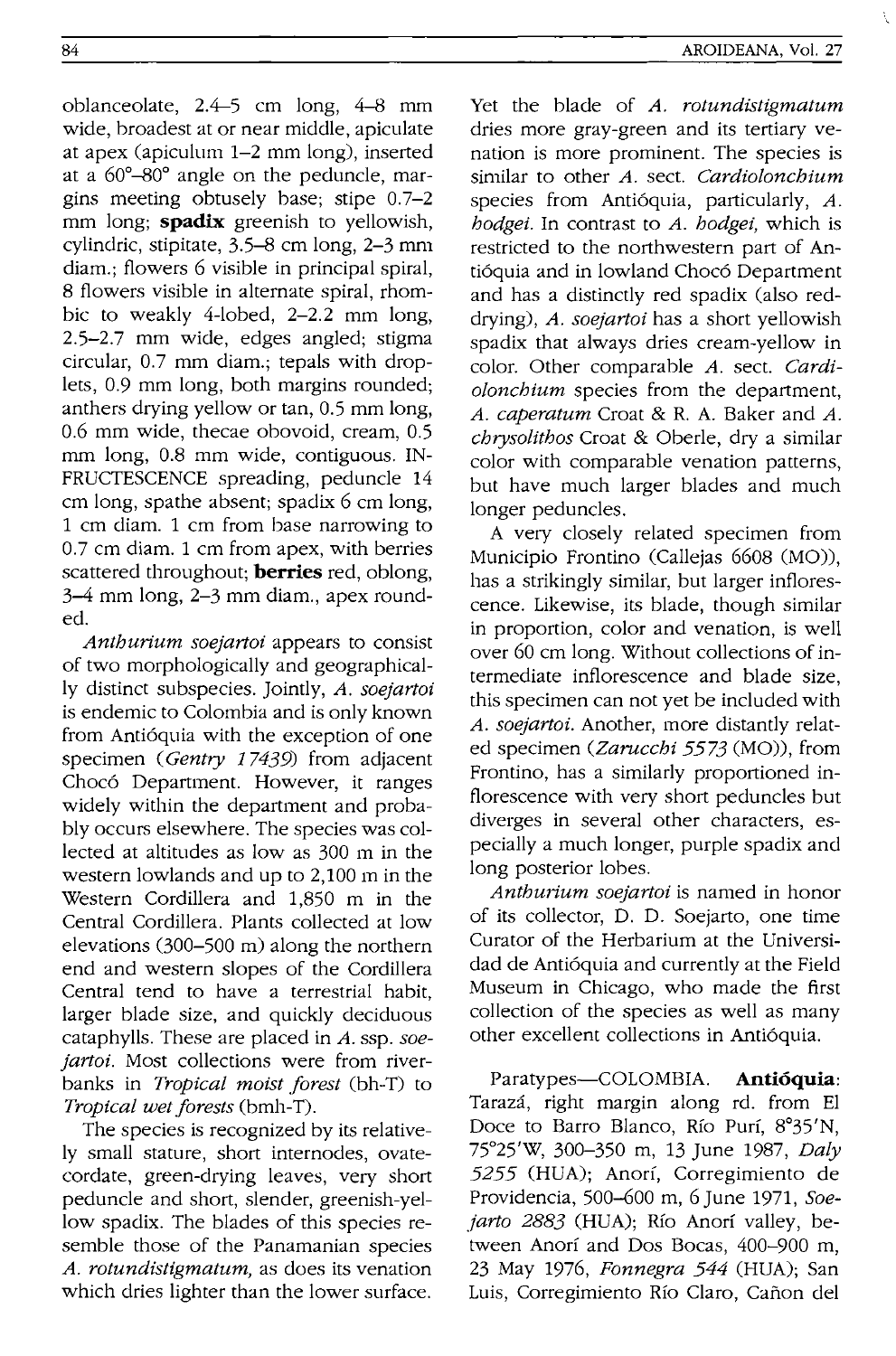oblanceolate, 2.4–5 cm long, 4–8 mm wide, broadest at or near middle, apiculate at apex (apiculum 1–2 mm long), inserted at a 60°–80° angle on the peduncle, margins meeting obtusely base; stipe 0.7–2 mm long; **spadix** greenish to yellowish, cylindric, stipitate, 3.5–8 cm long, 2–3 mm diam.; flowers 6 visible in principal spiral, 8 flowers visible in alternate spiral, rhombic to weakly 4-lobed, 2–2.2 mm long, 2.5–2.7 mm wide, edges angled; stigma circular, 0.7 mm diam.; tepals with droplets, 0.9 mm long, both margins rounded; anthers drying yellow or tan, 0.5 mm long, 0.6 mm wide, thecae obovoid, cream, 0.5 mm long, 0.8 mm wide, contiguous. INFRUCTESCENCE spreading, peduncle 14 cm long, spathe absent; spadix 6 cm long, 1 cm diam. 1 cm from base narrowing to 0.7 cm diam. 1 cm from apex, with berries scattered throughout; **berries** red, oblong, 3–4 mm long, 2–3 mm diam., apex rounded.

*Anthurium soejartoi* appears to consist of two morphologically and geographically distinct subspecies. Jointly, *A. soejartoi* is endemic to Colombia and is only known from Antióquia with the exception of one specimen (*Gentry 17439*) from adjacent Chocó Department. However, it ranges widely within the department and probably occurs elsewhere. The species was collected at altitudes as low as 300 m in the western lowlands and up to 2,100 m in the Western Cordillera and 1,850 m in the Central Cordillera. Plants collected at low elevations (300–500 m) along the northern end and western slopes of the Cordillera Central tend to have a terrestrial habit, larger blade size, and quickly deciduous cataphylls. These are placed in *A.* ssp. *soejartoi*. Most collections were from riverbanks in *Tropical moist forest* (bh-T) to *Tropical wet forests* (bmh-T).

The species is recognized by its relatively small stature, short internodes, ovate-cordate, green-drying leaves, very short peduncle and short, slender, greenish-yellow spadix. The blades of this species resemble those of the Panamanian species *A. rotundistigmatum*, as does its venation which dries lighter than the lower surface. Yet the blade of *A. rotundistigmatum* dries more gray-green and its tertiary venation is more prominent. The species is similar to other *A.* sect. *Cardiolonchium* species from Antióquia, particularly, *A. hodgei*. In contrast to *A. hodgei*, which is restricted to the northwestern part of Antióquia and in lowland Chocó Department and has a distinctly red spadix (also red-drying), *A. soejartoi* has a short yellowish spadix that always dries cream-yellow in color. Other comparable *A.* sect. *Cardiolonchium* species from the department, *A. caperatum* Croat & R. A. Baker and *A. chrysolithos* Croat & Oberle, dry a similar color with comparable venation patterns, but have much larger blades and much longer peduncles.

A very closely related specimen from Municipio Frontino (Callejas 6608 (MO)), has a strikingly similar, but larger inflorescence. Likewise, its blade, though similar in proportion, color and venation, is well over 60 cm long. Without collections of intermediate inflorescence and blade size, this specimen can not yet be included with *A. soejartoi*. Another, more distantly related specimen (*Zarucchi 5573* (MO)), from Frontino, has a similarly proportioned inflorescence with very short peduncles but diverges in several other characters, especially a much longer, purple spadix and long posterior lobes.

*Anthurium soejartoi* is named in honor of its collector, D. D. Soejarto, one time Curator of the Herbarium at the Universidad de Antióquia and currently at the Field Museum in Chicago, who made the first collection of the species as well as many other excellent collections in Antióquia.

Paratypes—COLOMBIA. **Antióquia**: Tarazá, right margin along rd. from El Doce to Barro Blanco, Río Purí, 8°35'N, 75°25'W, 300–350 m, 13 June 1987, *Daly 5255* (HUA); Anorí, Corregimiento de Providencia, 500–600 m, 6 June 1971, *Soejarto 2883* (HUA); Río Anorí valley, between Anorí and Dos Bocas, 400–900 m, 23 May 1976, *Fonnegra 544* (HUA); San Luis, Corregimiento Río Claro, Cañon del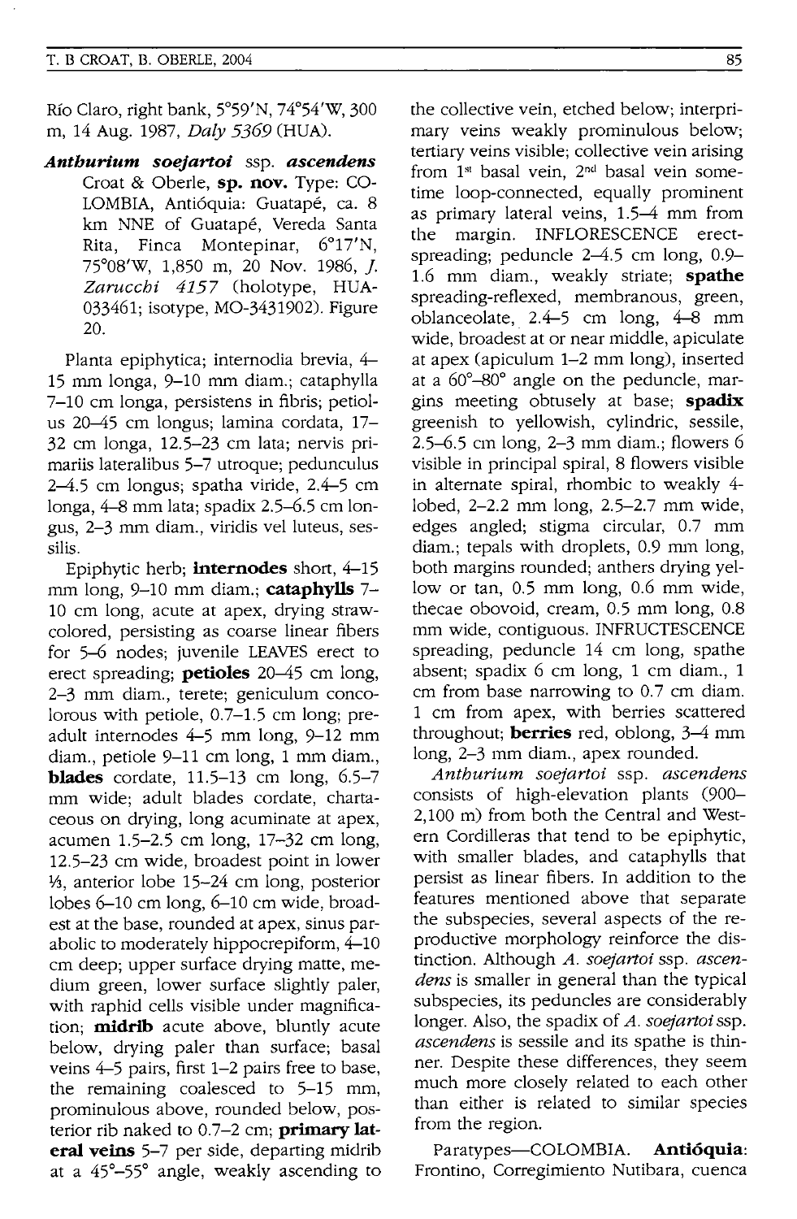Río Claro, right bank, 5°59'N, 74°54'W, 300 m, 14 Aug. 1987, *Daly 5369* (HUA).

***Anthurium soejartoi*** **ssp. *ascendens*** Croat & Oberle, **sp. nov.** Type: COLOMBIA, Antióquia: Guatapé, ca. 8 km NNE of Guatapé, Vereda Santa Rita, Finca Montepinar, 6°17'N, 75°08'W, 1,850 m, 20 Nov. 1986, *J. Zarucchi 4157* (holotype, HUA-033461; isotype, MO-3431902). Figure 20.

Planta epiphytica; internodia brevia, 4–15 mm longa, 9–10 mm diam.; cataphylla 7–10 cm longa, persistens in fibris; petiolus 20–45 cm longus; lamina cordata, 17–32 cm longa, 12.5–23 cm lata; nervis primariis lateralibus 5–7 utroque; pedunculus 2–4.5 cm longus; spatha viride, 2.4–5 cm longa, 4–8 mm lata; spadix 2.5–6.5 cm longus, 2–3 mm diam., viridis vel luteus, sessilis.

Epiphytic herb; **internodes** short, 4–15 mm long, 9–10 mm diam.; **cataphylls** 7–10 cm long, acute at apex, drying straw-colored, persisting as coarse linear fibers for 5–6 nodes; juvenile LEAVES erect to erect spreading; **petioles** 20–45 cm long, 2–3 mm diam., terete; geniculum concolorous with petiole, 0.7–1.5 cm long; pre-adult internodes 4–5 mm long, 9–12 mm diam., petiole 9–11 cm long, 1 mm diam., **blades** cordate, 11.5–13 cm long, 6.5–7 mm wide; adult blades cordate, chartaceous on drying, long acuminate at apex, acumen 1.5–2.5 cm long, 17–32 cm long, 12.5–23 cm wide, broadest point in lower ⅓, anterior lobe 15–24 cm long, posterior lobes 6–10 cm long, 6–10 cm wide, broadest at the base, rounded at apex, sinus parabolic to moderately hippocrepiform, 4–10 cm deep; upper surface drying matte, medium green, lower surface slightly paler, with raphid cells visible under magnification; **midrib** acute above, bluntly acute below, drying paler than surface; basal veins 4–5 pairs, first 1–2 pairs free to base, the remaining coalesced to 5–15 mm, prominulous above, rounded below, posterior rib naked to 0.7–2 cm; **primary lateral veins** 5–7 per side, departing midrib at a 45°–55° angle, weakly ascending to the collective vein, etched below; interprimary veins weakly prominulous below; tertiary veins visible; collective vein arising from 1st basal vein, 2nd basal vein sometime loop-connected, equally prominent as primary lateral veins, 1.5–4 mm from the margin. INFLORESCENCE erect-spreading; peduncle 2–4.5 cm long, 0.9–1.6 mm diam., weakly striate; **spathe** spreading-reflexed, membranous, green, oblanceolate, 2.4–5 cm long, 4–8 mm wide, broadest at or near middle, apiculate at apex (apiculum 1–2 mm long), inserted at a 60°–80° angle on the peduncle, margins meeting obtusely at base; **spadix** greenish to yellowish, cylindric, sessile, 2.5–6.5 cm long, 2–3 mm diam.; flowers 6 visible in principal spiral, 8 flowers visible in alternate spiral, rhombic to weakly 4-lobed, 2–2.2 mm long, 2.5–2.7 mm wide, edges angled; stigma circular, 0.7 mm diam.; tepals with droplets, 0.9 mm long, both margins rounded; anthers drying yellow or tan, 0.5 mm long, 0.6 mm wide, thecae obovoid, cream, 0.5 mm long, 0.8 mm wide, contiguous. INFRUCTESCENCE spreading, peduncle 14 cm long, spathe absent; spadix 6 cm long, 1 cm diam., 1 cm from base narrowing to 0.7 cm diam. 1 cm from apex, with berries scattered throughout; **berries** red, oblong, 3–4 mm long, 2–3 mm diam., apex rounded.

*Anthurium soejartoi* ssp. *ascendens* consists of high-elevation plants (900–2,100 m) from both the Central and Western Cordilleras that tend to be epiphytic, with smaller blades, and cataphylls that persist as linear fibers. In addition to the features mentioned above that separate the subspecies, several aspects of the reproductive morphology reinforce the distinction. Although *A. soejartoi* ssp. *ascendens* is smaller in general than the typical subspecies, its peduncles are considerably longer. Also, the spadix of *A. soejartoi* ssp. *ascendens* is sessile and its spathe is thinner. Despite these differences, they seem much more closely related to each other than either is related to similar species from the region.

Paratypes—COLOMBIA. **Antióquia**: Frontino, Corregimiento Nutibara, cuenca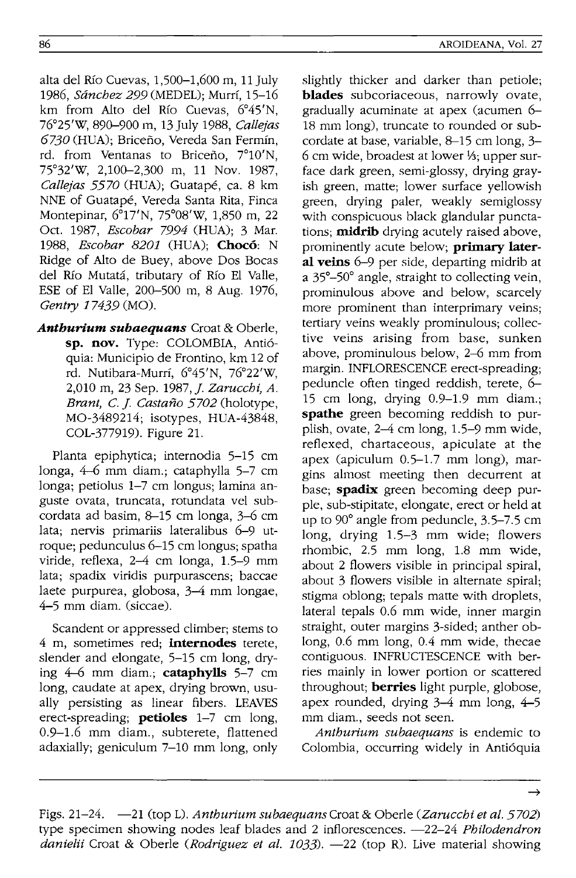alta del Río Cuevas, 1,500–1,600 m, 11 July 1986, *Sánchez 299* (MEDEL); Murrí, 15–16 km from Alto del Río Cuevas, 6°45'N, 76°25'W, 890–900 m, 13 July 1988, *Callejas 6730* (HUA); Briceño, Vereda San Fermín, rd. from Ventanas to Briceño, 7°10'N, 75°32'W, 2,100–2,300 m, 11 Nov. 1987, *Callejas 5570* (HUA); Guatapé, ca. 8 km NNE of Guatapé, Vereda Santa Rita, Finca Montepinar, 6°17'N, 75°08'W, 1,850 m, 22 Oct. 1987, *Escobar 7994* (HUA); 3 Mar. 1988, *Escobar 8201* (HUA); **Chocó**: N Ridge of Alto de Buey, above Dos Bocas del Río Mutatá, tributary of Río El Valle, ESE of El Valle, 200–500 m, 8 Aug. 1976, *Gentry 17439* (MO).

***Anthurium subaequans*** Croat & Oberle, **sp. nov.** Type: COLOMBIA, Antióquia: Municipio de Frontino, km 12 of rd. Nutibara-Murrí, 6°45'N, 76°22'W, 2,010 m, 23 Sep. 1987, *J. Zarucchi, A. Brant, C. J. Castaño 5702* (holotype, MO-3489214; isotypes, HUA-43848, COL-377919). Figure 21.

Planta epiphytica; internodia 5–15 cm longa, 4–6 mm diam.; cataphylla 5–7 cm longa; petiolus 1–7 cm longus; lamina anguste ovata, truncata, rotundata vel subcordata ad basim, 8–15 cm longa, 3–6 cm lata; nervis primariis lateralibus 6–9 utroque; pedunculus 6–15 cm longus; spatha viride, reflexa, 2–4 cm longa, 1.5–9 mm lata; spadix viridis purpurascens; baccae laete purpurea, globosa, 3–4 mm longae, 4–5 mm diam. (siccae).

Scandent or appressed climber; stems to 4 m, sometimes red; **internodes** terete, slender and elongate, 5–15 cm long, drying 4–6 mm diam.; **cataphylls** 5–7 cm long, caudate at apex, drying brown, usually persisting as linear fibers. LEAVES erect-spreading; **petioles** 1–7 cm long, 0.9–1.6 mm diam., subterete, flattened adaxially; geniculum 7–10 mm long, only slightly thicker and darker than petiole; **blades** subcoriaceous, narrowly ovate, gradually acuminate at apex (acumen 6–18 mm long), truncate to rounded or subcordate at base, variable, 8–15 cm long, 3–6 cm wide, broadest at lower ⅓; upper surface dark green, semi-glossy, drying grayish green, matte; lower surface yellowish green, drying paler, weakly semiglossy with conspicuous black glandular punctations; **midrib** drying acutely raised above, prominently acute below; **primary lateral veins** 6–9 per side, departing midrib at a 35°–50° angle, straight to collecting vein, prominulous above and below, scarcely more prominent than interprimary veins; tertiary veins weakly prominulous; collective veins arising from base, sunken above, prominulous below, 2–6 mm from margin. INFLORESCENCE erect-spreading; peduncle often tinged reddish, terete, 6–15 cm long, drying 0.9–1.9 mm diam.; **spathe** green becoming reddish to purplish, ovate, 2–4 cm long, 1.5–9 mm wide, reflexed, chartaceous, apiculate at the apex (apiculum 0.5–1.7 mm long), margins almost meeting then decurrent at base; **spadix** green becoming deep purple, sub-stipitate, elongate, erect or held at up to 90° angle from peduncle, 3.5–7.5 cm long, drying 1.5–3 mm wide; flowers rhombic, 2.5 mm long, 1.8 mm wide, about 2 flowers visible in principal spiral, about 3 flowers visible in alternate spiral; stigma oblong; tepals matte with droplets, lateral tepals 0.6 mm wide, inner margin straight, outer margins 3-sided; anther oblong, 0.6 mm long, 0.4 mm wide, thecae contiguous. INFRUCTESCENCE with berries mainly in lower portion or scattered throughout; **berries** light purple, globose, apex rounded, drying 3–4 mm long, 4–5 mm diam., seeds not seen.

*Anthurium subaequans* is endemic to Colombia, occurring widely in Antióquia

→

Figs. 21–24. —21 (top L). *Anthurium subaequans* Croat & Oberle (*Zarucchi et al. 5702*) type specimen showing nodes leaf blades and 2 inflorescences. —22–24 *Philodendron danielii* Croat & Oberle (*Rodriguez et al. 1033*). —22 (top R). Live material showing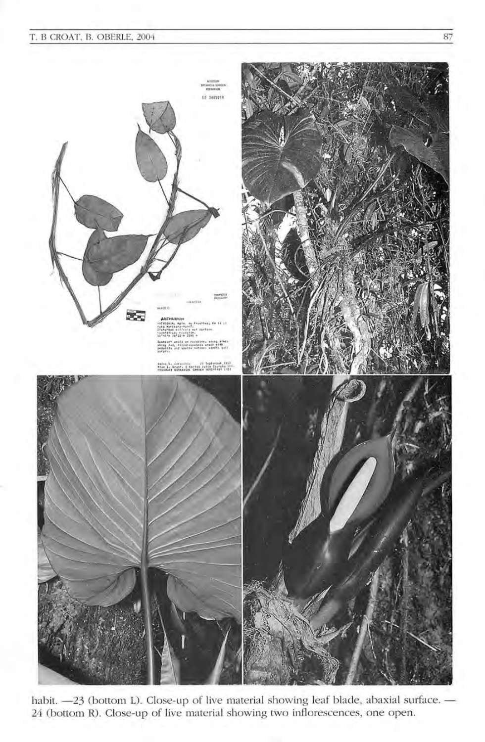habit. —23 (bottom L). Close-up of live material showing leaf blade, abaxial surface. —24 (bottom R). Close-up of live material showing two inflorescences, one open.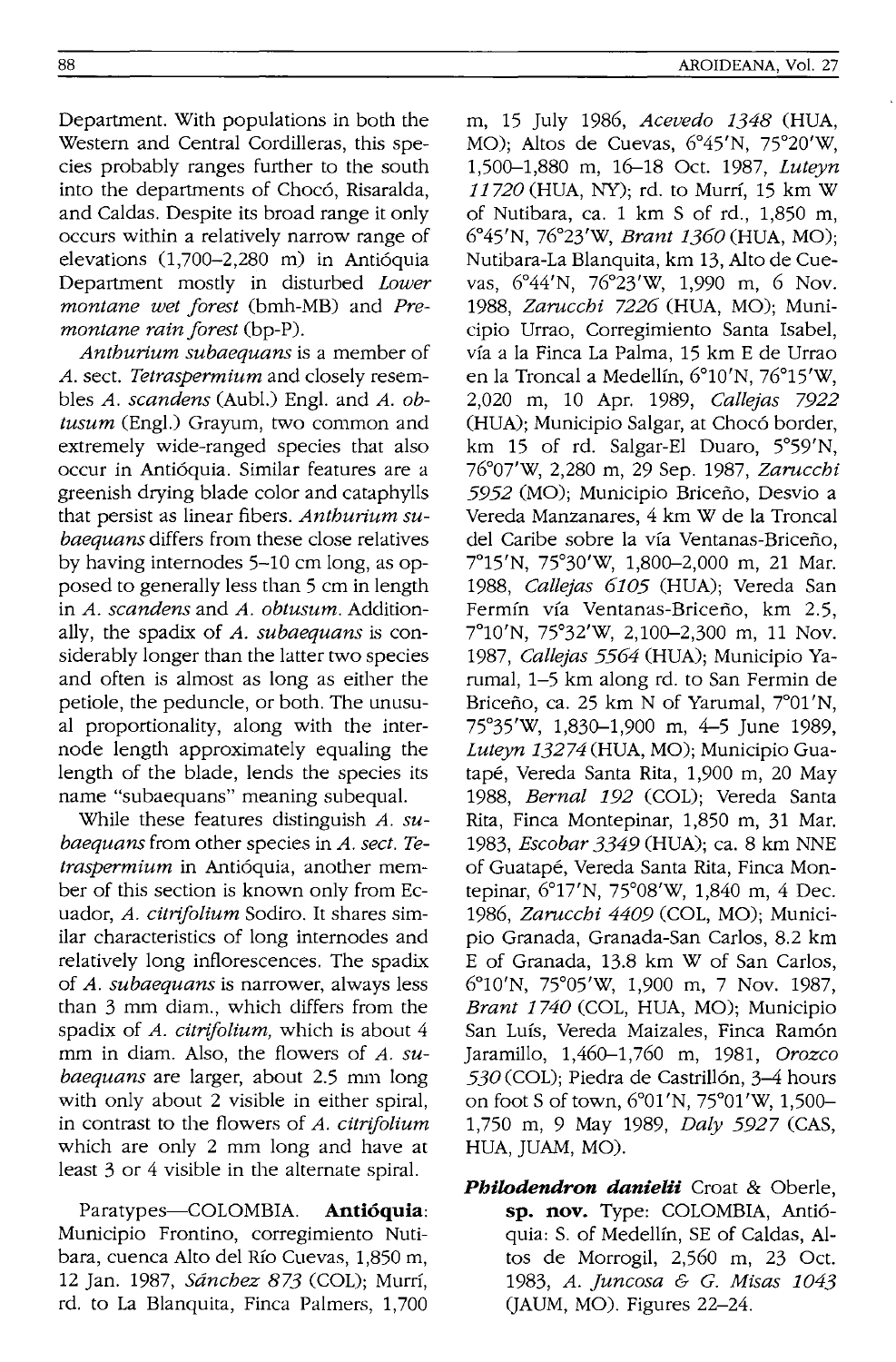Department. With populations in both the Western and Central Cordilleras, this species probably ranges further to the south into the departments of Chocó, Risaralda, and Caldas. Despite its broad range it only occurs within a relatively narrow range of elevations (1,700–2,280 m) in Antióquia Department mostly in disturbed *Lower montane wet forest* (bmh-MB) and *Premontane rain forest* (bp-P).

*Anthurium subaequans* is a member of *A.* sect. *Tetraspermium* and closely resembles *A. scandens* (Aubl.) Engl. and *A. obtusum* (Engl.) Grayum, two common and extremely wide-ranged species that also occur in Antióquia. Similar features are a greenish drying blade color and cataphylls that persist as linear fibers. *Anthurium subaequans* differs from these close relatives by having internodes 5–10 cm long, as opposed to generally less than 5 cm in length in *A. scandens* and *A. obtusum*. Additionally, the spadix of *A. subaequans* is considerably longer than the latter two species and often is almost as long as either the petiole, the peduncle, or both. The unusual proportionality, along with the internode length approximately equaling the length of the blade, lends the species its name "subaequans" meaning subequal.

While these features distinguish *A. subaequans* from other species in *A. sect. Tetraspermium* in Antióquia, another member of this section is known only from Ecuador, *A. citrifolium* Sodiro. It shares similar characteristics of long internodes and relatively long inflorescences. The spadix of *A. subaequans* is narrower, always less than 3 mm diam., which differs from the spadix of *A. citrifolium,* which is about 4 mm in diam. Also, the flowers of *A. subaequans* are larger, about 2.5 mm long with only about 2 visible in either spiral, in contrast to the flowers of *A. citrifolium* which are only 2 mm long and have at least 3 or 4 visible in the alternate spiral.

Paratypes—COLOMBIA. **Antióquia**: Municipio Frontino, corregimiento Nutibara, cuenca Alto del Río Cuevas, 1,850 m, 12 Jan. 1987, *Sánchez 873* (COL); Murrí, rd. to La Blanquita, Finca Palmers, 1,700 m, 15 July 1986, *Acevedo 1348* (HUA, MO); Altos de Cuevas, 6°45'N, 75°20'W, 1,500–1,880 m, 16–18 Oct. 1987, *Luteyn 11720* (HUA, NY); rd. to Murrí, 15 km W of Nutibara, ca. 1 km S of rd., 1,850 m, 6°45'N, 76°23'W, *Brant 1360* (HUA, MO); Nutibara-La Blanquita, km 13, Alto de Cuevas, 6°44'N, 76°23'W, 1,990 m, 6 Nov. 1988, *Zarucchi 7226* (HUA, MO); Municipio Urrao, Corregimiento Santa Isabel, vía a la Finca La Palma, 15 km E de Urrao en la Troncal a Medellín, 6°10'N, 76°15'W, 2,020 m, 10 Apr. 1989, *Callejas 7922* (HUA); Municipio Salgar, at Chocó border, km 15 of rd. Salgar-El Duaro, 5°59'N, 76°07'W, 2,280 m, 29 Sep. 1987, *Zarucchi 5952* (MO); Municipio Briceño, Desvio a Vereda Manzanares, 4 km W de la Troncal del Caribe sobre la vía Ventanas-Briceño, 7°15'N, 75°30'W, 1,800–2,000 m, 21 Mar. 1988, *Callejas 6105* (HUA); Vereda San Fermín vía Ventanas-Briceño, km 2.5, 7°10'N, 75°32'W, 2,100–2,300 m, 11 Nov. 1987, *Callejas 5564* (HUA); Municipio Yarumal, 1–5 km along rd. to San Fermin de Briceño, ca. 25 km N of Yarumal, 7°01'N, 75°35'W, 1,830–1,900 m, 4–5 June 1989, *Luteyn 13274* (HUA, MO); Municipio Guatapé, Vereda Santa Rita, 1,900 m, 20 May 1988, *Bernal 192* (COL); Vereda Santa Rita, Finca Montepinar, 1,850 m, 31 Mar. 1983, *Escobar 3349* (HUA); ca. 8 km NNE of Guatapé, Vereda Santa Rita, Finca Montepinar, 6°17'N, 75°08'W, 1,840 m, 4 Dec. 1986, *Zarucchi 4409* (COL, MO); Municipio Granada, Granada-San Carlos, 8.2 km E of Granada, 13.8 km W of San Carlos, 6°10'N, 75°05'W, 1,900 m, 7 Nov. 1987, *Brant 1740* (COL, HUA, MO); Municipio San Luís, Vereda Maizales, Finca Ramón Jaramillo, 1,460–1,760 m, 1981, *Orozco 530* (COL); Piedra de Castrillón, 3–4 hours on foot S of town, 6°01'N, 75°01'W, 1,500–1,750 m, 9 May 1989, *Daly 5927* (CAS, HUA, JUAM, MO).

***Philodendron danielii*** Croat & Oberle, **sp. nov.** Type: COLOMBIA, Antióquia: S. of Medellín, SE of Caldas, Altos de Morrogil, 2,560 m, 23 Oct. 1983, *A. Juncosa & G. Misas 1043* (JAUM, MO). Figures 22–24.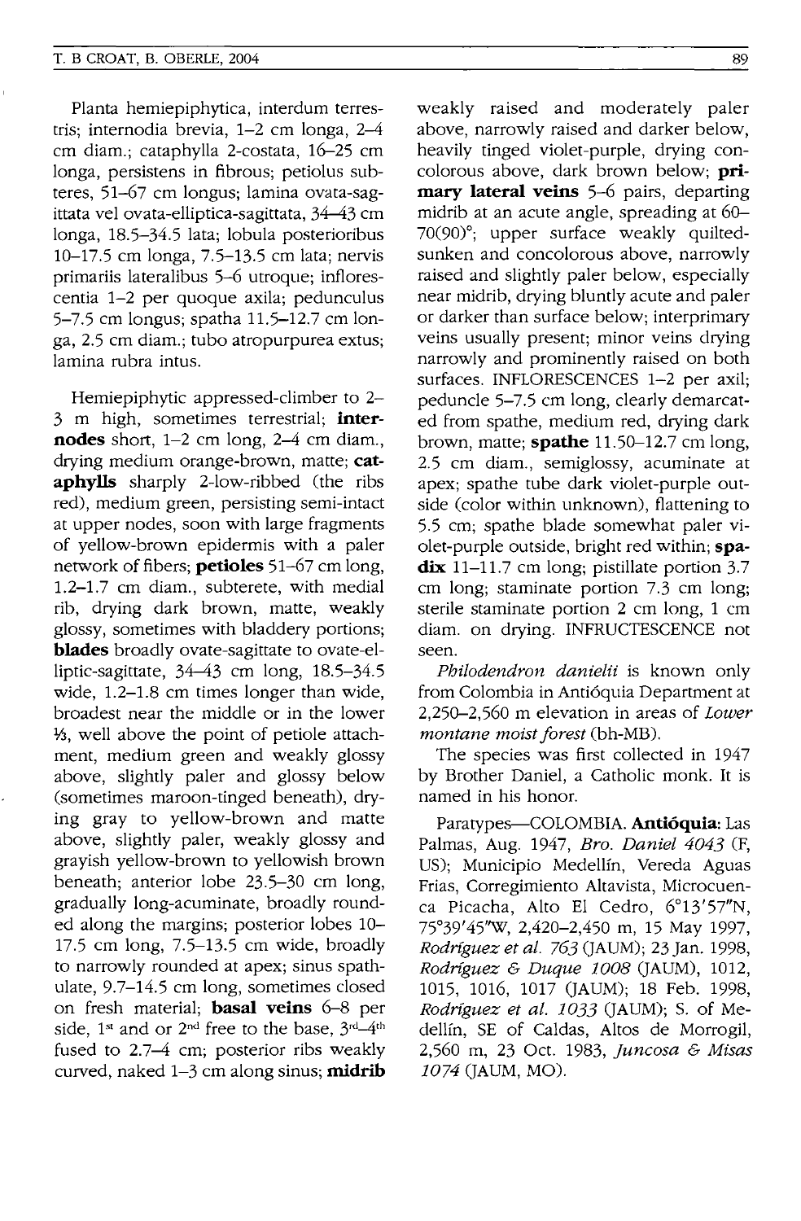Planta hemiepiphytica, interdum terrestris; internodia brevia, 1–2 cm longa, 2–4 cm diam.; cataphylla 2-costata, 16–25 cm longa, persistens in fibrous; petiolus subteres, 51–67 cm longus; lamina ovata-sagittata vel ovata-elliptica-sagittata, 34–43 cm longa, 18.5–34.5 lata; lobula posterioribus 10–17.5 cm longa, 7.5–13.5 cm lata; nervis primariis lateralibus 5–6 utroque; inflorescentia 1–2 per quoque axila; pedunculus 5–7.5 cm longus; spatha 11.5–12.7 cm longa, 2.5 cm diam.; tubo atropurpurea extus; lamina rubra intus.

Hemiepiphytic appressed-climber to 2–3 m high, sometimes terrestrial; **internodes** short, 1–2 cm long, 2–4 cm diam., drying medium orange-brown, matte; **cataphylls** sharply 2-low-ribbed (the ribs red), medium green, persisting semi-intact at upper nodes, soon with large fragments of yellow-brown epidermis with a paler network of fibers; **petioles** 51–67 cm long, 1.2–1.7 cm diam., subterete, with medial rib, drying dark brown, matte, weakly glossy, sometimes with bladdery portions; **blades** broadly ovate-sagittate to ovate-elliptic-sagittate, 34–43 cm long, 18.5–34.5 wide, 1.2–1.8 cm times longer than wide, broadest near the middle or in the lower ⅓, well above the point of petiole attachment, medium green and weakly glossy above, slightly paler and glossy below (sometimes maroon-tinged beneath), drying gray to yellow-brown and matte above, slightly paler, weakly glossy and grayish yellow-brown to yellowish brown beneath; anterior lobe 23.5–30 cm long, gradually long-acuminate, broadly rounded along the margins; posterior lobes 10–17.5 cm long, 7.5–13.5 cm wide, broadly to narrowly rounded at apex; sinus spathulate, 9.7–14.5 cm long, sometimes closed on fresh material; **basal veins** 6–8 per side, 1st and or 2nd free to the base, 3rd–4th fused to 2.7–4 cm; posterior ribs weakly curved, naked 1–3 cm along sinus; **midrib** weakly raised and moderately paler above, narrowly raised and darker below, heavily tinged violet-purple, drying concolorous above, dark brown below; **primary lateral veins** 5–6 pairs, departing midrib at an acute angle, spreading at 60–70(90)°; upper surface weakly quilted-sunken and concolorous above, narrowly raised and slightly paler below, especially near midrib, drying bluntly acute and paler or darker than surface below; interprimary veins usually present; minor veins drying narrowly and prominently raised on both surfaces. INFLORESCENCES 1–2 per axil; peduncle 5–7.5 cm long, clearly demarcated from spathe, medium red, drying dark brown, matte; **spathe** 11.50–12.7 cm long, 2.5 cm diam., semiglossy, acuminate at apex; spathe tube dark violet-purple outside (color within unknown), flattening to 5.5 cm; spathe blade somewhat paler violet-purple outside, bright red within; **spadix** 11–11.7 cm long; pistillate portion 3.7 cm long; staminate portion 7.3 cm long; sterile staminate portion 2 cm long, 1 cm diam. on drying. INFRUCTESCENCE not seen.

*Philodendron danielii* is known only from Colombia in Antióquia Department at 2,250–2,560 m elevation in areas of *Lower montane moist forest* (bh-MB).

The species was first collected in 1947 by Brother Daniel, a Catholic monk. It is named in his honor.

Paratypes—COLOMBIA. **Antióquia:** Las Palmas, Aug. 1947, *Bro. Daniel 4043* (F, US); Municipio Medellín, Vereda Aguas Frias, Corregimiento Altavista, Microcuenca Picacha, Alto El Cedro, 6°13′57″N, 75°39′45″W, 2,420–2,450 m, 15 May 1997, *Rodríguez et al. 763* (JAUM); 23 Jan. 1998, *Rodríguez & Duque 1008* (JAUM), 1012, 1015, 1016, 1017 (JAUM); 18 Feb. 1998, *Rodríguez et al. 1033* (JAUM); S. of Medellín, SE of Caldas, Altos de Morrogil, 2,560 m, 23 Oct. 1983, *Juncosa & Misas 1074* (JAUM, MO).